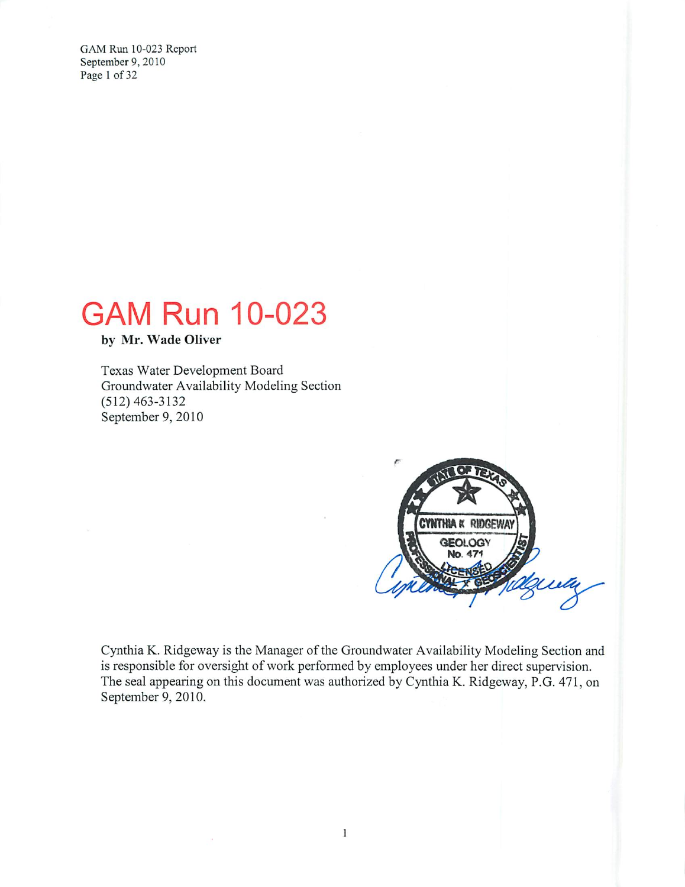# GAM Run 10-023

**by Mr. Wade Oliver**

Texas Water Development Board
Groundwater Availability Modeling Section
(512) 463-3132
September 9, 2010

STATE OF TEXAS
CYNTHIA K RIDGEWAY
GEOLOGY
No. 471
LICENSED
PROFESSIONAL GEOSCIENTIST

Cynthia K. Ridgeway is the Manager of the Groundwater Availability Modeling Section and is responsible for oversight of work performed by employees under her direct supervision. The seal appearing on this document was authorized by Cynthia K. Ridgeway, P.G. 471, on September 9, 2010.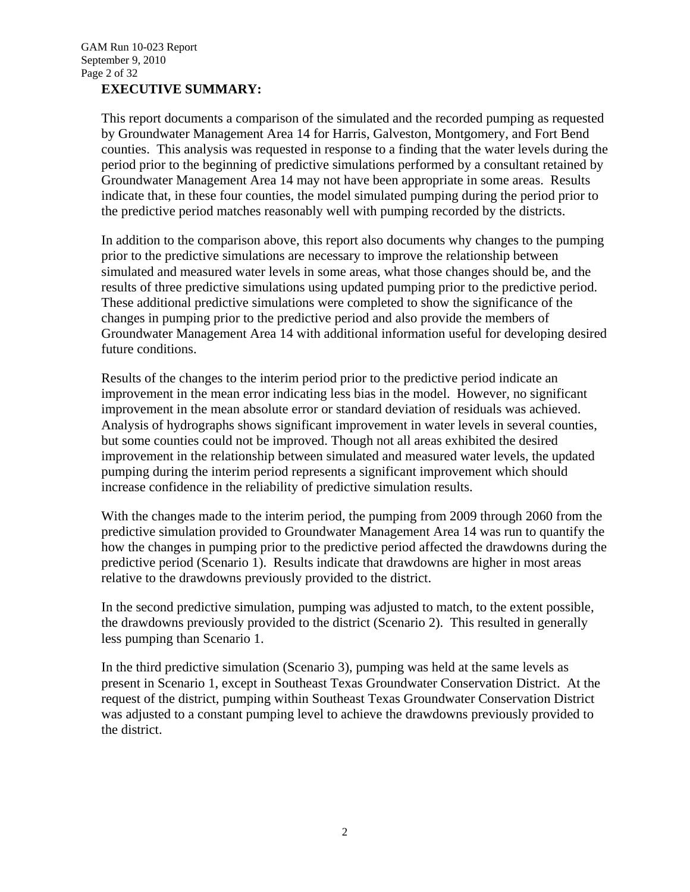## EXECUTIVE SUMMARY:

This report documents a comparison of the simulated and the recorded pumping as requested by Groundwater Management Area 14 for Harris, Galveston, Montgomery, and Fort Bend counties. This analysis was requested in response to a finding that the water levels during the period prior to the beginning of predictive simulations performed by a consultant retained by Groundwater Management Area 14 may not have been appropriate in some areas. Results indicate that, in these four counties, the model simulated pumping during the period prior to the predictive period matches reasonably well with pumping recorded by the districts.

In addition to the comparison above, this report also documents why changes to the pumping prior to the predictive simulations are necessary to improve the relationship between simulated and measured water levels in some areas, what those changes should be, and the results of three predictive simulations using updated pumping prior to the predictive period. These additional predictive simulations were completed to show the significance of the changes in pumping prior to the predictive period and also provide the members of Groundwater Management Area 14 with additional information useful for developing desired future conditions.

Results of the changes to the interim period prior to the predictive period indicate an improvement in the mean error indicating less bias in the model. However, no significant improvement in the mean absolute error or standard deviation of residuals was achieved. Analysis of hydrographs shows significant improvement in water levels in several counties, but some counties could not be improved. Though not all areas exhibited the desired improvement in the relationship between simulated and measured water levels, the updated pumping during the interim period represents a significant improvement which should increase confidence in the reliability of predictive simulation results.

With the changes made to the interim period, the pumping from 2009 through 2060 from the predictive simulation provided to Groundwater Management Area 14 was run to quantify the how the changes in pumping prior to the predictive period affected the drawdowns during the predictive period (Scenario 1). Results indicate that drawdowns are higher in most areas relative to the drawdowns previously provided to the district.

In the second predictive simulation, pumping was adjusted to match, to the extent possible, the drawdowns previously provided to the district (Scenario 2). This resulted in generally less pumping than Scenario 1.

In the third predictive simulation (Scenario 3), pumping was held at the same levels as present in Scenario 1, except in Southeast Texas Groundwater Conservation District. At the request of the district, pumping within Southeast Texas Groundwater Conservation District was adjusted to a constant pumping level to achieve the drawdowns previously provided to the district.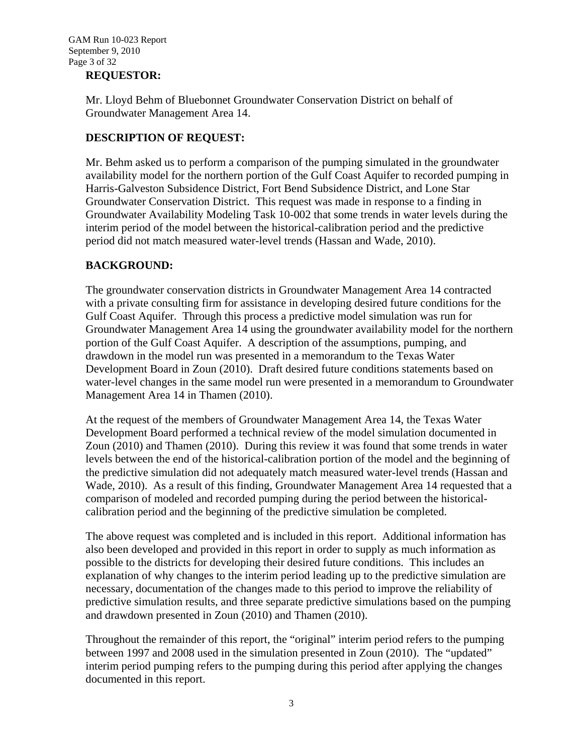## REQUESTOR:

Mr. Lloyd Behm of Bluebonnet Groundwater Conservation District on behalf of Groundwater Management Area 14.

## DESCRIPTION OF REQUEST:

Mr. Behm asked us to perform a comparison of the pumping simulated in the groundwater availability model for the northern portion of the Gulf Coast Aquifer to recorded pumping in Harris-Galveston Subsidence District, Fort Bend Subsidence District, and Lone Star Groundwater Conservation District. This request was made in response to a finding in Groundwater Availability Modeling Task 10-002 that some trends in water levels during the interim period of the model between the historical-calibration period and the predictive period did not match measured water-level trends (Hassan and Wade, 2010).

## BACKGROUND:

The groundwater conservation districts in Groundwater Management Area 14 contracted with a private consulting firm for assistance in developing desired future conditions for the Gulf Coast Aquifer. Through this process a predictive model simulation was run for Groundwater Management Area 14 using the groundwater availability model for the northern portion of the Gulf Coast Aquifer. A description of the assumptions, pumping, and drawdown in the model run was presented in a memorandum to the Texas Water Development Board in Zoun (2010). Draft desired future conditions statements based on water-level changes in the same model run were presented in a memorandum to Groundwater Management Area 14 in Thamen (2010).

At the request of the members of Groundwater Management Area 14, the Texas Water Development Board performed a technical review of the model simulation documented in Zoun (2010) and Thamen (2010). During this review it was found that some trends in water levels between the end of the historical-calibration portion of the model and the beginning of the predictive simulation did not adequately match measured water-level trends (Hassan and Wade, 2010). As a result of this finding, Groundwater Management Area 14 requested that a comparison of modeled and recorded pumping during the period between the historical-calibration period and the beginning of the predictive simulation be completed.

The above request was completed and is included in this report. Additional information has also been developed and provided in this report in order to supply as much information as possible to the districts for developing their desired future conditions. This includes an explanation of why changes to the interim period leading up to the predictive simulation are necessary, documentation of the changes made to this period to improve the reliability of predictive simulation results, and three separate predictive simulations based on the pumping and drawdown presented in Zoun (2010) and Thamen (2010).

Throughout the remainder of this report, the "original" interim period refers to the pumping between 1997 and 2008 used in the simulation presented in Zoun (2010). The "updated" interim period pumping refers to the pumping during this period after applying the changes documented in this report.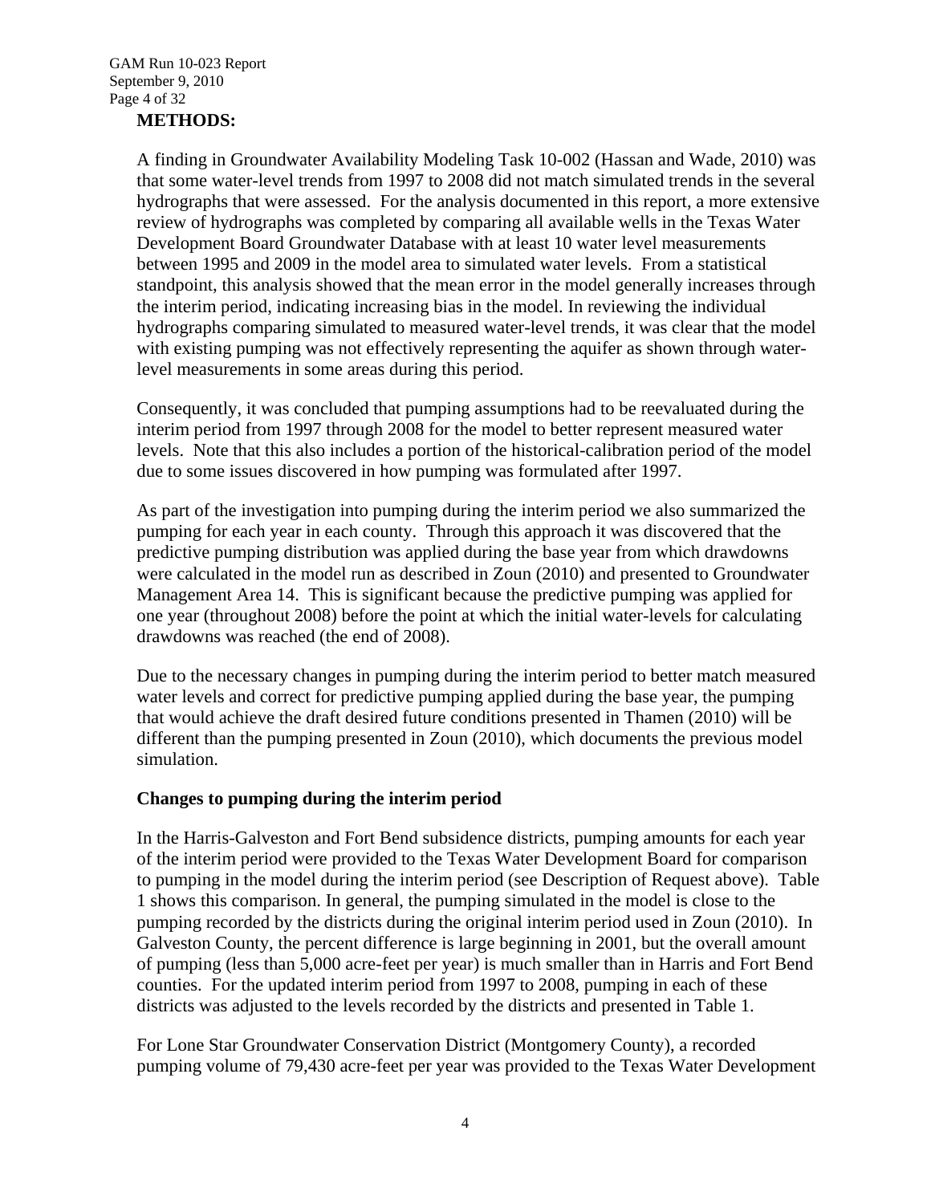**METHODS:**

A finding in Groundwater Availability Modeling Task 10-002 (Hassan and Wade, 2010) was that some water-level trends from 1997 to 2008 did not match simulated trends in the several hydrographs that were assessed. For the analysis documented in this report, a more extensive review of hydrographs was completed by comparing all available wells in the Texas Water Development Board Groundwater Database with at least 10 water level measurements between 1995 and 2009 in the model area to simulated water levels. From a statistical standpoint, this analysis showed that the mean error in the model generally increases through the interim period, indicating increasing bias in the model. In reviewing the individual hydrographs comparing simulated to measured water-level trends, it was clear that the model with existing pumping was not effectively representing the aquifer as shown through water-level measurements in some areas during this period.

Consequently, it was concluded that pumping assumptions had to be reevaluated during the interim period from 1997 through 2008 for the model to better represent measured water levels. Note that this also includes a portion of the historical-calibration period of the model due to some issues discovered in how pumping was formulated after 1997.

As part of the investigation into pumping during the interim period we also summarized the pumping for each year in each county. Through this approach it was discovered that the predictive pumping distribution was applied during the base year from which drawdowns were calculated in the model run as described in Zoun (2010) and presented to Groundwater Management Area 14. This is significant because the predictive pumping was applied for one year (throughout 2008) before the point at which the initial water-levels for calculating drawdowns was reached (the end of 2008).

Due to the necessary changes in pumping during the interim period to better match measured water levels and correct for predictive pumping applied during the base year, the pumping that would achieve the draft desired future conditions presented in Thamen (2010) will be different than the pumping presented in Zoun (2010), which documents the previous model simulation.

**Changes to pumping during the interim period**

In the Harris-Galveston and Fort Bend subsidence districts, pumping amounts for each year of the interim period were provided to the Texas Water Development Board for comparison to pumping in the model during the interim period (see Description of Request above). Table 1 shows this comparison. In general, the pumping simulated in the model is close to the pumping recorded by the districts during the original interim period used in Zoun (2010). In Galveston County, the percent difference is large beginning in 2001, but the overall amount of pumping (less than 5,000 acre-feet per year) is much smaller than in Harris and Fort Bend counties. For the updated interim period from 1997 to 2008, pumping in each of these districts was adjusted to the levels recorded by the districts and presented in Table 1.

For Lone Star Groundwater Conservation District (Montgomery County), a recorded pumping volume of 79,430 acre-feet per year was provided to the Texas Water Development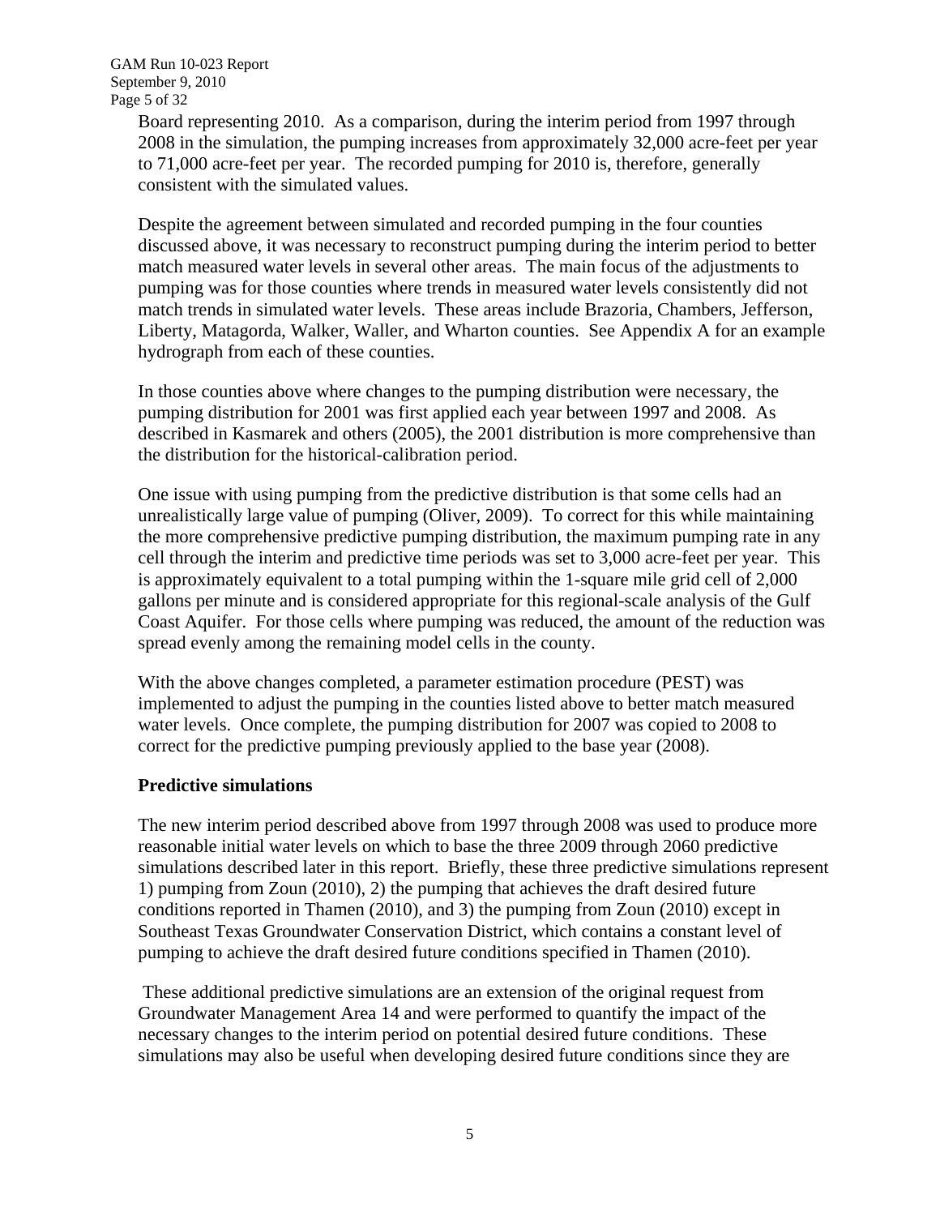Board representing 2010. As a comparison, during the interim period from 1997 through 2008 in the simulation, the pumping increases from approximately 32,000 acre-feet per year to 71,000 acre-feet per year. The recorded pumping for 2010 is, therefore, generally consistent with the simulated values.

Despite the agreement between simulated and recorded pumping in the four counties discussed above, it was necessary to reconstruct pumping during the interim period to better match measured water levels in several other areas. The main focus of the adjustments to pumping was for those counties where trends in measured water levels consistently did not match trends in simulated water levels. These areas include Brazoria, Chambers, Jefferson, Liberty, Matagorda, Walker, Waller, and Wharton counties. See Appendix A for an example hydrograph from each of these counties.

In those counties above where changes to the pumping distribution were necessary, the pumping distribution for 2001 was first applied each year between 1997 and 2008. As described in Kasmarek and others (2005), the 2001 distribution is more comprehensive than the distribution for the historical-calibration period.

One issue with using pumping from the predictive distribution is that some cells had an unrealistically large value of pumping (Oliver, 2009). To correct for this while maintaining the more comprehensive predictive pumping distribution, the maximum pumping rate in any cell through the interim and predictive time periods was set to 3,000 acre-feet per year. This is approximately equivalent to a total pumping within the 1-square mile grid cell of 2,000 gallons per minute and is considered appropriate for this regional-scale analysis of the Gulf Coast Aquifer. For those cells where pumping was reduced, the amount of the reduction was spread evenly among the remaining model cells in the county.

With the above changes completed, a parameter estimation procedure (PEST) was implemented to adjust the pumping in the counties listed above to better match measured water levels. Once complete, the pumping distribution for 2007 was copied to 2008 to correct for the predictive pumping previously applied to the base year (2008).

**Predictive simulations**

The new interim period described above from 1997 through 2008 was used to produce more reasonable initial water levels on which to base the three 2009 through 2060 predictive simulations described later in this report. Briefly, these three predictive simulations represent 1) pumping from Zoun (2010), 2) the pumping that achieves the draft desired future conditions reported in Thamen (2010), and 3) the pumping from Zoun (2010) except in Southeast Texas Groundwater Conservation District, which contains a constant level of pumping to achieve the draft desired future conditions specified in Thamen (2010).

These additional predictive simulations are an extension of the original request from Groundwater Management Area 14 and were performed to quantify the impact of the necessary changes to the interim period on potential desired future conditions. These simulations may also be useful when developing desired future conditions since they are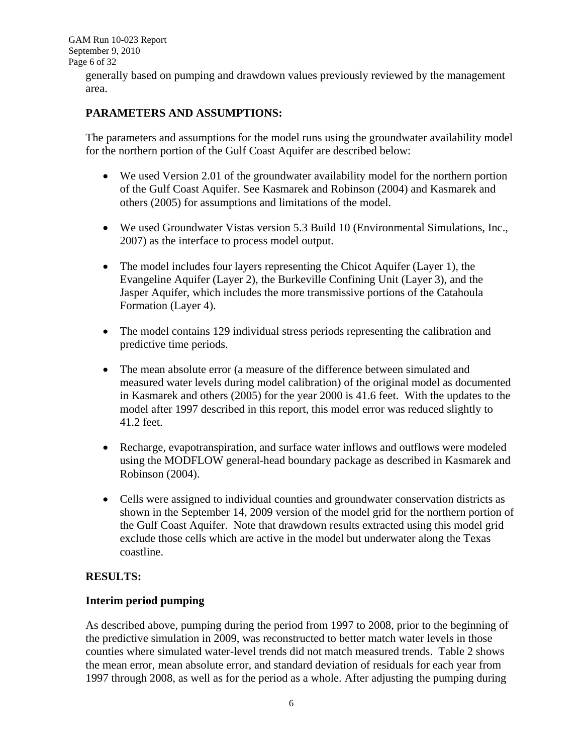generally based on pumping and drawdown values previously reviewed by the management area.

## PARAMETERS AND ASSUMPTIONS:

The parameters and assumptions for the model runs using the groundwater availability model for the northern portion of the Gulf Coast Aquifer are described below:

- We used Version 2.01 of the groundwater availability model for the northern portion of the Gulf Coast Aquifer. See Kasmarek and Robinson (2004) and Kasmarek and others (2005) for assumptions and limitations of the model.
- We used Groundwater Vistas version 5.3 Build 10 (Environmental Simulations, Inc., 2007) as the interface to process model output.
- The model includes four layers representing the Chicot Aquifer (Layer 1), the Evangeline Aquifer (Layer 2), the Burkeville Confining Unit (Layer 3), and the Jasper Aquifer, which includes the more transmissive portions of the Catahoula Formation (Layer 4).
- The model contains 129 individual stress periods representing the calibration and predictive time periods.
- The mean absolute error (a measure of the difference between simulated and measured water levels during model calibration) of the original model as documented in Kasmarek and others (2005) for the year 2000 is 41.6 feet. With the updates to the model after 1997 described in this report, this model error was reduced slightly to 41.2 feet.
- Recharge, evapotranspiration, and surface water inflows and outflows were modeled using the MODFLOW general-head boundary package as described in Kasmarek and Robinson (2004).
- Cells were assigned to individual counties and groundwater conservation districts as shown in the September 14, 2009 version of the model grid for the northern portion of the Gulf Coast Aquifer. Note that drawdown results extracted using this model grid exclude those cells which are active in the model but underwater along the Texas coastline.

## RESULTS:

### Interim period pumping

As described above, pumping during the period from 1997 to 2008, prior to the beginning of the predictive simulation in 2009, was reconstructed to better match water levels in those counties where simulated water-level trends did not match measured trends. Table 2 shows the mean error, mean absolute error, and standard deviation of residuals for each year from 1997 through 2008, as well as for the period as a whole. After adjusting the pumping during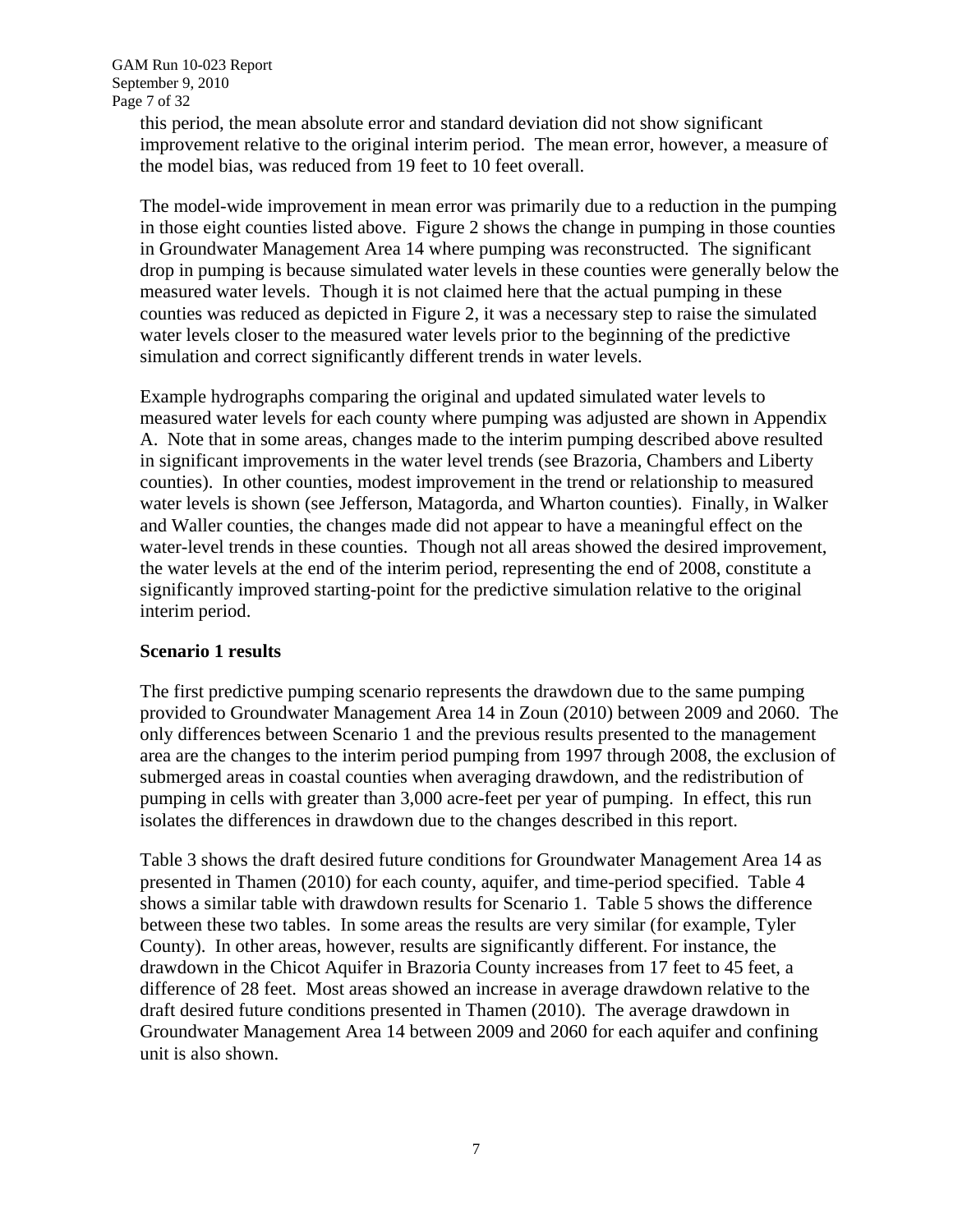this period, the mean absolute error and standard deviation did not show significant improvement relative to the original interim period. The mean error, however, a measure of the model bias, was reduced from 19 feet to 10 feet overall.

The model-wide improvement in mean error was primarily due to a reduction in the pumping in those eight counties listed above. Figure 2 shows the change in pumping in those counties in Groundwater Management Area 14 where pumping was reconstructed. The significant drop in pumping is because simulated water levels in these counties were generally below the measured water levels. Though it is not claimed here that the actual pumping in these counties was reduced as depicted in Figure 2, it was a necessary step to raise the simulated water levels closer to the measured water levels prior to the beginning of the predictive simulation and correct significantly different trends in water levels.

Example hydrographs comparing the original and updated simulated water levels to measured water levels for each county where pumping was adjusted are shown in Appendix A. Note that in some areas, changes made to the interim pumping described above resulted in significant improvements in the water level trends (see Brazoria, Chambers and Liberty counties). In other counties, modest improvement in the trend or relationship to measured water levels is shown (see Jefferson, Matagorda, and Wharton counties). Finally, in Walker and Waller counties, the changes made did not appear to have a meaningful effect on the water-level trends in these counties. Though not all areas showed the desired improvement, the water levels at the end of the interim period, representing the end of 2008, constitute a significantly improved starting-point for the predictive simulation relative to the original interim period.

**Scenario 1 results**

The first predictive pumping scenario represents the drawdown due to the same pumping provided to Groundwater Management Area 14 in Zoun (2010) between 2009 and 2060. The only differences between Scenario 1 and the previous results presented to the management area are the changes to the interim period pumping from 1997 through 2008, the exclusion of submerged areas in coastal counties when averaging drawdown, and the redistribution of pumping in cells with greater than 3,000 acre-feet per year of pumping. In effect, this run isolates the differences in drawdown due to the changes described in this report.

Table 3 shows the draft desired future conditions for Groundwater Management Area 14 as presented in Thamen (2010) for each county, aquifer, and time-period specified. Table 4 shows a similar table with drawdown results for Scenario 1. Table 5 shows the difference between these two tables. In some areas the results are very similar (for example, Tyler County). In other areas, however, results are significantly different. For instance, the drawdown in the Chicot Aquifer in Brazoria County increases from 17 feet to 45 feet, a difference of 28 feet. Most areas showed an increase in average drawdown relative to the draft desired future conditions presented in Thamen (2010). The average drawdown in Groundwater Management Area 14 between 2009 and 2060 for each aquifer and confining unit is also shown.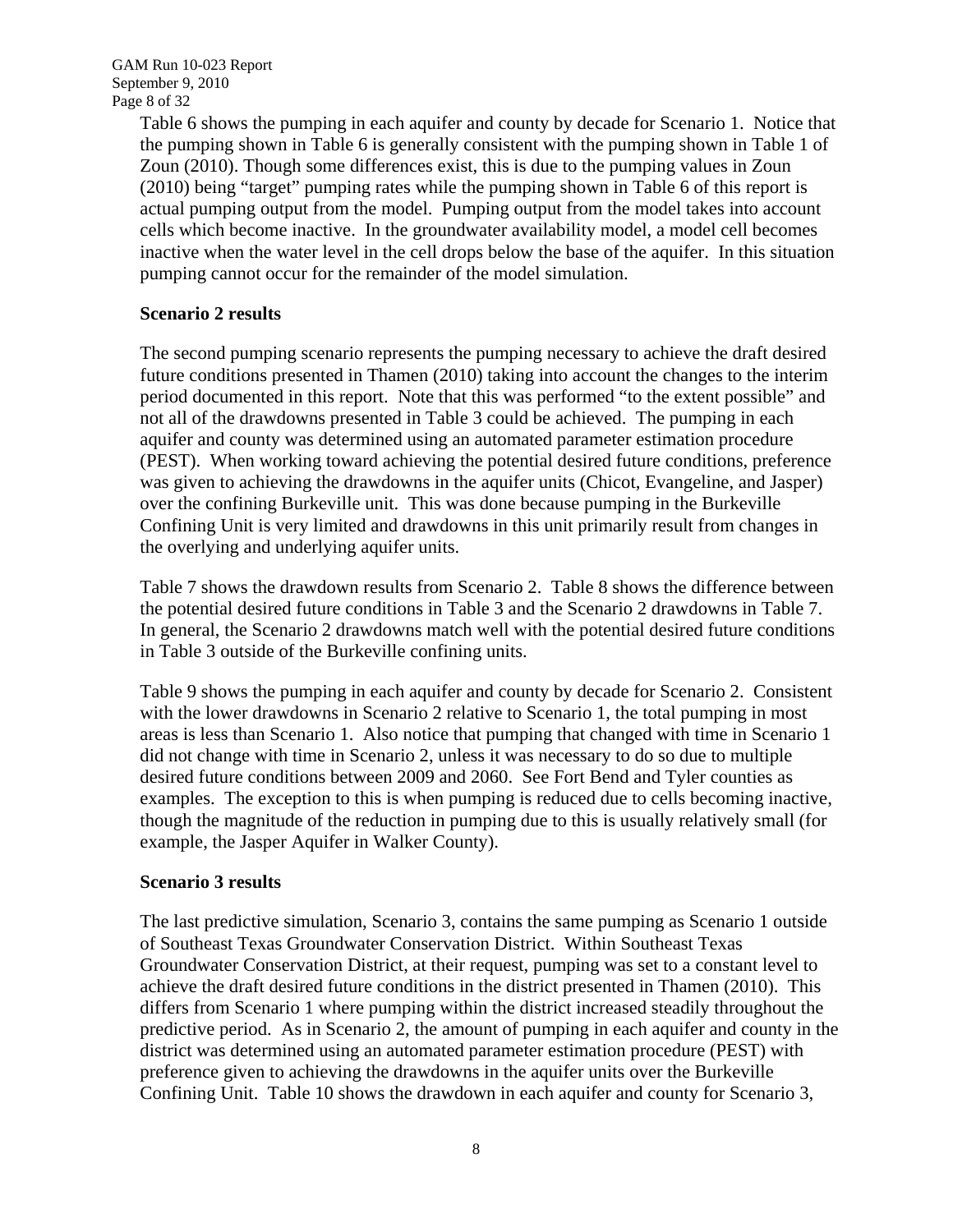Table 6 shows the pumping in each aquifer and county by decade for Scenario 1. Notice that the pumping shown in Table 6 is generally consistent with the pumping shown in Table 1 of Zoun (2010). Though some differences exist, this is due to the pumping values in Zoun (2010) being "target" pumping rates while the pumping shown in Table 6 of this report is actual pumping output from the model. Pumping output from the model takes into account cells which become inactive. In the groundwater availability model, a model cell becomes inactive when the water level in the cell drops below the base of the aquifer. In this situation pumping cannot occur for the remainder of the model simulation.

**Scenario 2 results**

The second pumping scenario represents the pumping necessary to achieve the draft desired future conditions presented in Thamen (2010) taking into account the changes to the interim period documented in this report. Note that this was performed "to the extent possible" and not all of the drawdowns presented in Table 3 could be achieved. The pumping in each aquifer and county was determined using an automated parameter estimation procedure (PEST). When working toward achieving the potential desired future conditions, preference was given to achieving the drawdowns in the aquifer units (Chicot, Evangeline, and Jasper) over the confining Burkeville unit. This was done because pumping in the Burkeville Confining Unit is very limited and drawdowns in this unit primarily result from changes in the overlying and underlying aquifer units.

Table 7 shows the drawdown results from Scenario 2. Table 8 shows the difference between the potential desired future conditions in Table 3 and the Scenario 2 drawdowns in Table 7. In general, the Scenario 2 drawdowns match well with the potential desired future conditions in Table 3 outside of the Burkeville confining units.

Table 9 shows the pumping in each aquifer and county by decade for Scenario 2. Consistent with the lower drawdowns in Scenario 2 relative to Scenario 1, the total pumping in most areas is less than Scenario 1. Also notice that pumping that changed with time in Scenario 1 did not change with time in Scenario 2, unless it was necessary to do so due to multiple desired future conditions between 2009 and 2060. See Fort Bend and Tyler counties as examples. The exception to this is when pumping is reduced due to cells becoming inactive, though the magnitude of the reduction in pumping due to this is usually relatively small (for example, the Jasper Aquifer in Walker County).

**Scenario 3 results**

The last predictive simulation, Scenario 3, contains the same pumping as Scenario 1 outside of Southeast Texas Groundwater Conservation District. Within Southeast Texas Groundwater Conservation District, at their request, pumping was set to a constant level to achieve the draft desired future conditions in the district presented in Thamen (2010). This differs from Scenario 1 where pumping within the district increased steadily throughout the predictive period. As in Scenario 2, the amount of pumping in each aquifer and county in the district was determined using an automated parameter estimation procedure (PEST) with preference given to achieving the drawdowns in the aquifer units over the Burkeville Confining Unit. Table 10 shows the drawdown in each aquifer and county for Scenario 3,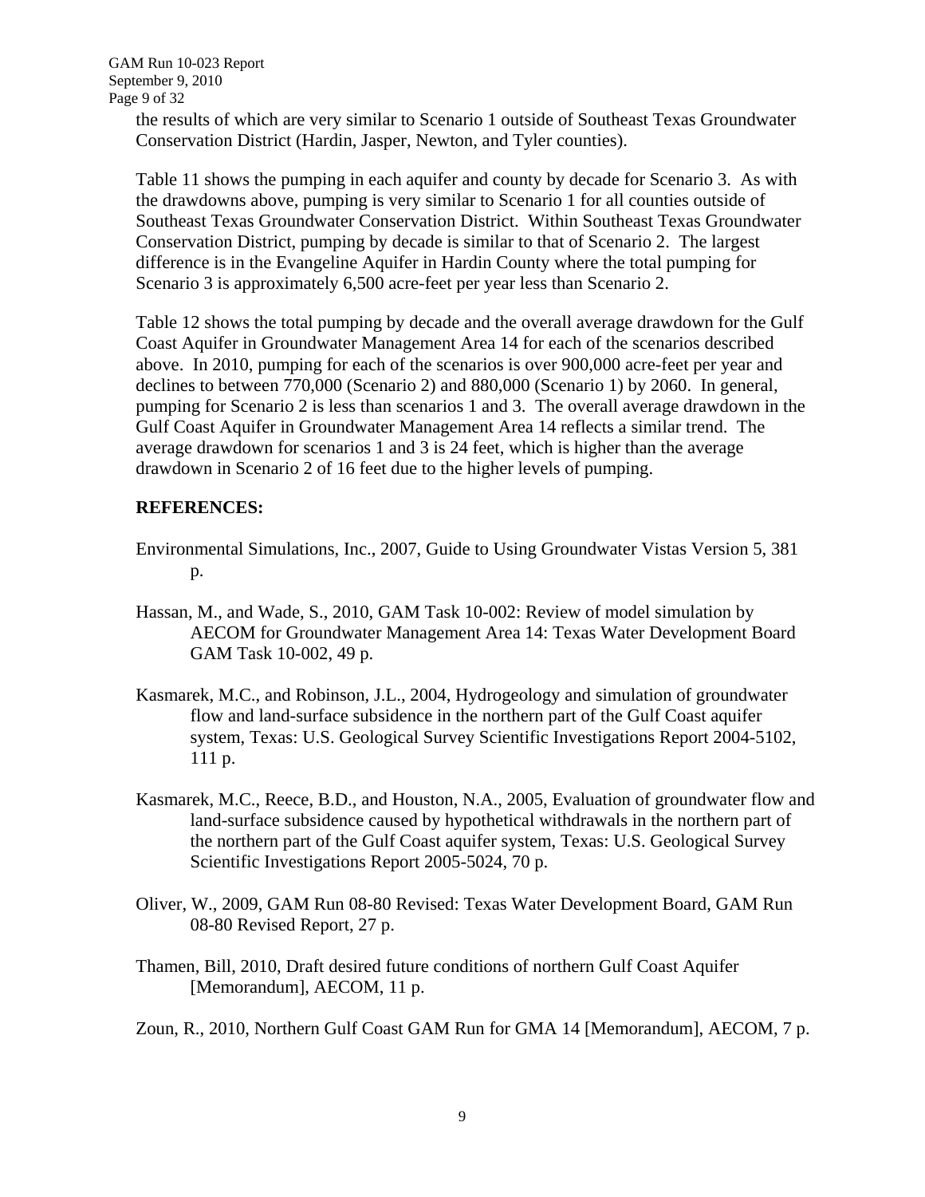the results of which are very similar to Scenario 1 outside of Southeast Texas Groundwater Conservation District (Hardin, Jasper, Newton, and Tyler counties).

Table 11 shows the pumping in each aquifer and county by decade for Scenario 3. As with the drawdowns above, pumping is very similar to Scenario 1 for all counties outside of Southeast Texas Groundwater Conservation District. Within Southeast Texas Groundwater Conservation District, pumping by decade is similar to that of Scenario 2. The largest difference is in the Evangeline Aquifer in Hardin County where the total pumping for Scenario 3 is approximately 6,500 acre-feet per year less than Scenario 2.

Table 12 shows the total pumping by decade and the overall average drawdown for the Gulf Coast Aquifer in Groundwater Management Area 14 for each of the scenarios described above. In 2010, pumping for each of the scenarios is over 900,000 acre-feet per year and declines to between 770,000 (Scenario 2) and 880,000 (Scenario 1) by 2060. In general, pumping for Scenario 2 is less than scenarios 1 and 3. The overall average drawdown in the Gulf Coast Aquifer in Groundwater Management Area 14 reflects a similar trend. The average drawdown for scenarios 1 and 3 is 24 feet, which is higher than the average drawdown in Scenario 2 of 16 feet due to the higher levels of pumping.

**REFERENCES:**

Environmental Simulations, Inc., 2007, Guide to Using Groundwater Vistas Version 5, 381 p.

Hassan, M., and Wade, S., 2010, GAM Task 10-002: Review of model simulation by AECOM for Groundwater Management Area 14: Texas Water Development Board GAM Task 10-002, 49 p.

Kasmarek, M.C., and Robinson, J.L., 2004, Hydrogeology and simulation of groundwater flow and land-surface subsidence in the northern part of the Gulf Coast aquifer system, Texas: U.S. Geological Survey Scientific Investigations Report 2004-5102, 111 p.

Kasmarek, M.C., Reece, B.D., and Houston, N.A., 2005, Evaluation of groundwater flow and land-surface subsidence caused by hypothetical withdrawals in the northern part of the northern part of the Gulf Coast aquifer system, Texas: U.S. Geological Survey Scientific Investigations Report 2005-5024, 70 p.

Oliver, W., 2009, GAM Run 08-80 Revised: Texas Water Development Board, GAM Run 08-80 Revised Report, 27 p.

Thamen, Bill, 2010, Draft desired future conditions of northern Gulf Coast Aquifer [Memorandum], AECOM, 11 p.

Zoun, R., 2010, Northern Gulf Coast GAM Run for GMA 14 [Memorandum], AECOM, 7 p.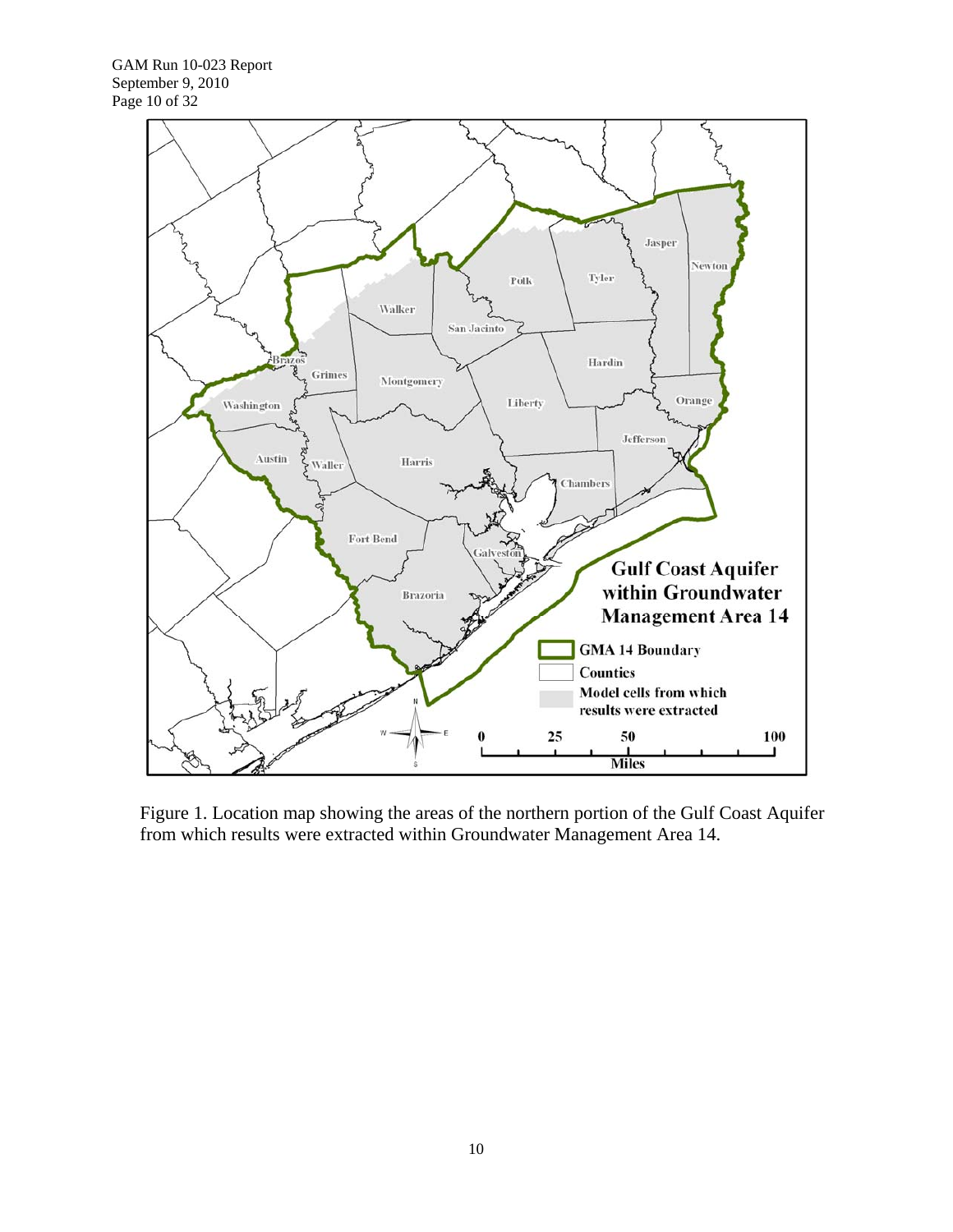Figure 1. Location map showing the areas of the northern portion of the Gulf Coast Aquifer from which results were extracted within Groundwater Management Area 14.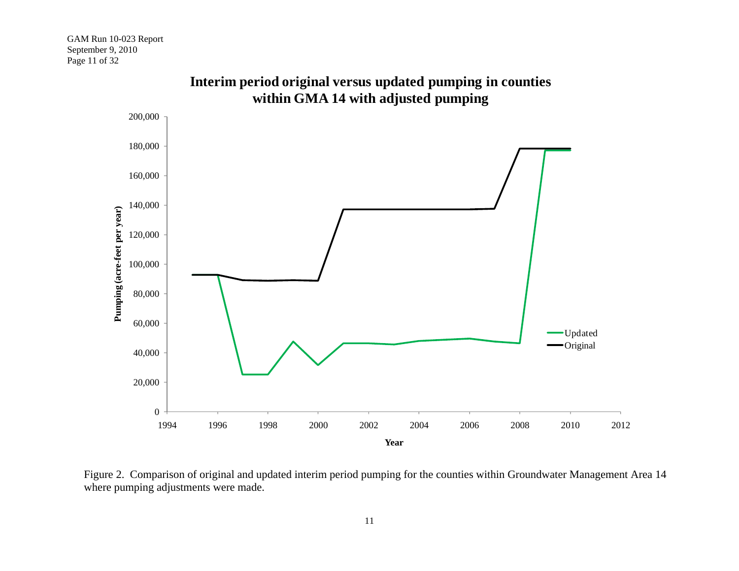Figure 2. Comparison of original and updated interim period pumping for the counties within Groundwater Management Area 14 where pumping adjustments were made.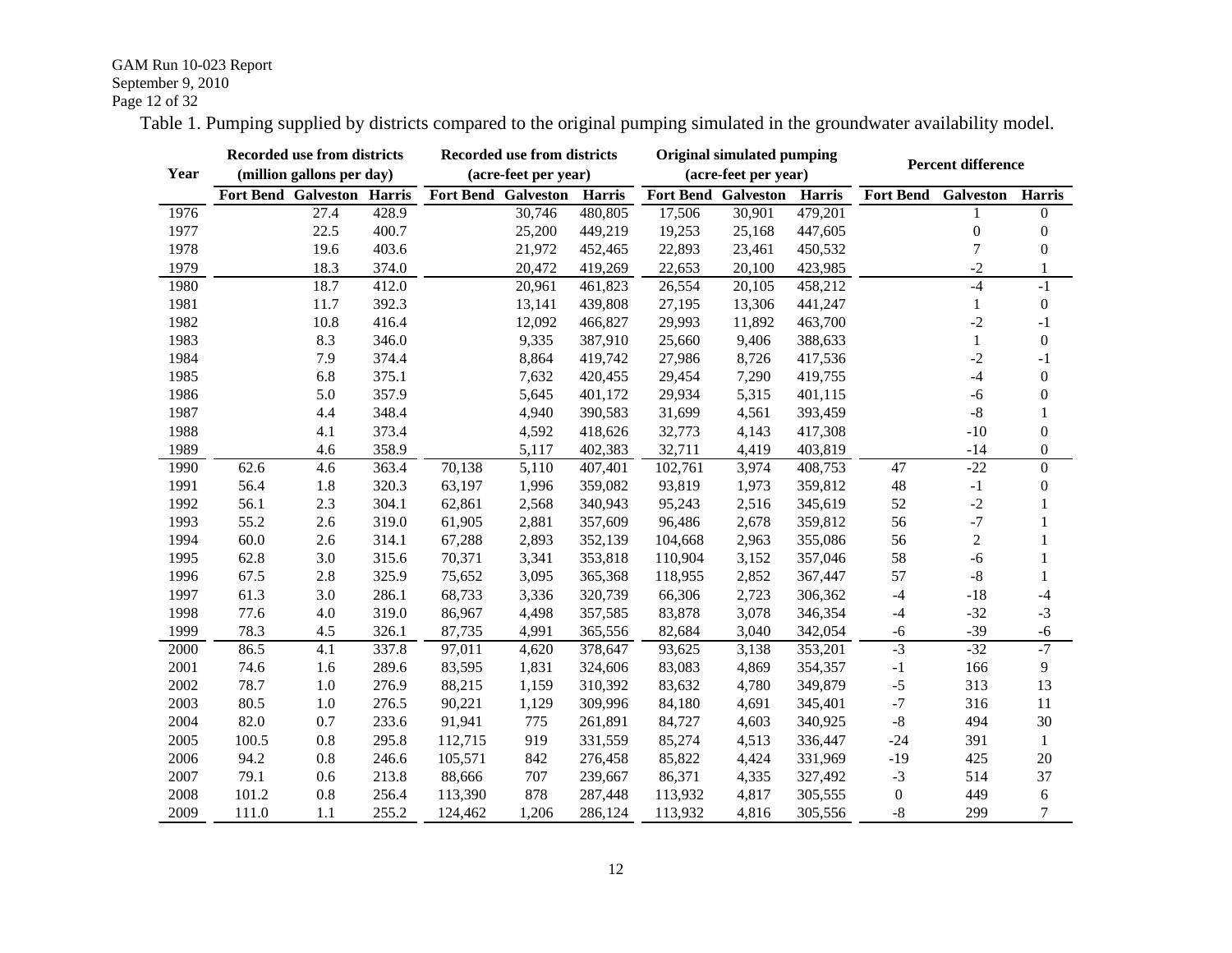Table 1. Pumping supplied by districts compared to the original pumping simulated in the groundwater availability model.

| Year | Recorded use from districts (million gallons per day) | | | Recorded use from districts (acre-feet per year) | | | Original simulated pumping (acre-feet per year) | | | Percent difference | | |
|---|---|---|---|---|---|---|---|---|---|---|---|---|
| | Fort Bend | Galveston | Harris | Fort Bend | Galveston | Harris | Fort Bend | Galveston | Harris | Fort Bend | Galveston | Harris |
| 1976 | | 27.4 | 428.9 | | 30,746 | 480,805 | 17,506 | 30,901 | 479,201 | | 1 | 0 |
| 1977 | | 22.5 | 400.7 | | 25,200 | 449,219 | 19,253 | 25,168 | 447,605 | | 0 | 0 |
| 1978 | | 19.6 | 403.6 | | 21,972 | 452,465 | 22,893 | 23,461 | 450,532 | | 7 | 0 |
| 1979 | | 18.3 | 374.0 | | 20,472 | 419,269 | 22,653 | 20,100 | 423,985 | | -2 | 1 |
| 1980 | | 18.7 | 412.0 | | 20,961 | 461,823 | 26,554 | 20,105 | 458,212 | | -4 | -1 |
| 1981 | | 11.7 | 392.3 | | 13,141 | 439,808 | 27,195 | 13,306 | 441,247 | | 1 | 0 |
| 1982 | | 10.8 | 416.4 | | 12,092 | 466,827 | 29,993 | 11,892 | 463,700 | | -2 | -1 |
| 1983 | | 8.3 | 346.0 | | 9,335 | 387,910 | 25,660 | 9,406 | 388,633 | | 1 | 0 |
| 1984 | | 7.9 | 374.4 | | 8,864 | 419,742 | 27,986 | 8,726 | 417,536 | | -2 | -1 |
| 1985 | | 6.8 | 375.1 | | 7,632 | 420,455 | 29,454 | 7,290 | 419,755 | | -4 | 0 |
| 1986 | | 5.0 | 357.9 | | 5,645 | 401,172 | 29,934 | 5,315 | 401,115 | | -6 | 0 |
| 1987 | | 4.4 | 348.4 | | 4,940 | 390,583 | 31,699 | 4,561 | 393,459 | | -8 | 1 |
| 1988 | | 4.1 | 373.4 | | 4,592 | 418,626 | 32,773 | 4,143 | 417,308 | | -10 | 0 |
| 1989 | | 4.6 | 358.9 | | 5,117 | 402,383 | 32,711 | 4,419 | 403,819 | | -14 | 0 |
| 1990 | 62.6 | 4.6 | 363.4 | 70,138 | 5,110 | 407,401 | 102,761 | 3,974 | 408,753 | 47 | -22 | 0 |
| 1991 | 56.4 | 1.8 | 320.3 | 63,197 | 1,996 | 359,082 | 93,819 | 1,973 | 359,812 | 48 | -1 | 0 |
| 1992 | 56.1 | 2.3 | 304.1 | 62,861 | 2,568 | 340,943 | 95,243 | 2,516 | 345,619 | 52 | -2 | 1 |
| 1993 | 55.2 | 2.6 | 319.0 | 61,905 | 2,881 | 357,609 | 96,486 | 2,678 | 359,812 | 56 | -7 | 1 |
| 1994 | 60.0 | 2.6 | 314.1 | 67,288 | 2,893 | 352,139 | 104,668 | 2,963 | 355,086 | 56 | 2 | 1 |
| 1995 | 62.8 | 3.0 | 315.6 | 70,371 | 3,341 | 353,818 | 110,904 | 3,152 | 357,046 | 58 | -6 | 1 |
| 1996 | 67.5 | 2.8 | 325.9 | 75,652 | 3,095 | 365,368 | 118,955 | 2,852 | 367,447 | 57 | -8 | 1 |
| 1997 | 61.3 | 3.0 | 286.1 | 68,733 | 3,336 | 320,739 | 66,306 | 2,723 | 306,362 | -4 | -18 | -4 |
| 1998 | 77.6 | 4.0 | 319.0 | 86,967 | 4,498 | 357,585 | 83,878 | 3,078 | 346,354 | -4 | -32 | -3 |
| 1999 | 78.3 | 4.5 | 326.1 | 87,735 | 4,991 | 365,556 | 82,684 | 3,040 | 342,054 | -6 | -39 | -6 |
| 2000 | 86.5 | 4.1 | 337.8 | 97,011 | 4,620 | 378,647 | 93,625 | 3,138 | 353,201 | -3 | -32 | -7 |
| 2001 | 74.6 | 1.6 | 289.6 | 83,595 | 1,831 | 324,606 | 83,083 | 4,869 | 354,357 | -1 | 166 | 9 |
| 2002 | 78.7 | 1.0 | 276.9 | 88,215 | 1,159 | 310,392 | 83,632 | 4,780 | 349,879 | -5 | 313 | 13 |
| 2003 | 80.5 | 1.0 | 276.5 | 90,221 | 1,129 | 309,996 | 84,180 | 4,691 | 345,401 | -7 | 316 | 11 |
| 2004 | 82.0 | 0.7 | 233.6 | 91,941 | 775 | 261,891 | 84,727 | 4,603 | 340,925 | -8 | 494 | 30 |
| 2005 | 100.5 | 0.8 | 295.8 | 112,715 | 919 | 331,559 | 85,274 | 4,513 | 336,447 | -24 | 391 | 1 |
| 2006 | 94.2 | 0.8 | 246.6 | 105,571 | 842 | 276,458 | 85,822 | 4,424 | 331,969 | -19 | 425 | 20 |
| 2007 | 79.1 | 0.6 | 213.8 | 88,666 | 707 | 239,667 | 86,371 | 4,335 | 327,492 | -3 | 514 | 37 |
| 2008 | 101.2 | 0.8 | 256.4 | 113,390 | 878 | 287,448 | 113,932 | 4,817 | 305,555 | 0 | 449 | 6 |
| 2009 | 111.0 | 1.1 | 255.2 | 124,462 | 1,206 | 286,124 | 113,932 | 4,816 | 305,556 | -8 | 299 | 7 |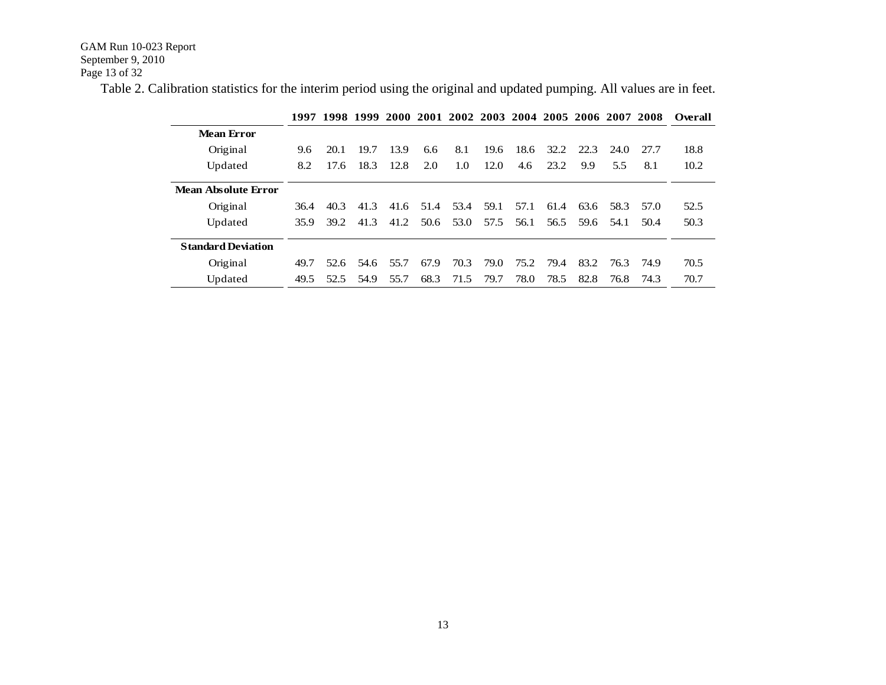Table 2. Calibration statistics for the interim period using the original and updated pumping. All values are in feet.

| | 1997 | 1998 | 1999 | 2000 | 2001 | 2002 | 2003 | 2004 | 2005 | 2006 | 2007 | 2008 | Overall |
|---|---|---|---|---|---|---|---|---|---|---|---|---|---|
| **Mean Error** | | | | | | | | | | | | | |
| Original | 9.6 | 20.1 | 19.7 | 13.9 | 6.6 | 8.1 | 19.6 | 18.6 | 32.2 | 22.3 | 24.0 | 27.7 | 18.8 |
| Updated | 8.2 | 17.6 | 18.3 | 12.8 | 2.0 | 1.0 | 12.0 | 4.6 | 23.2 | 9.9 | 5.5 | 8.1 | 10.2 |
| **Mean Absolute Error** | | | | | | | | | | | | | |
| Original | 36.4 | 40.3 | 41.3 | 41.6 | 51.4 | 53.4 | 59.1 | 57.1 | 61.4 | 63.6 | 58.3 | 57.0 | 52.5 |
| Updated | 35.9 | 39.2 | 41.3 | 41.2 | 50.6 | 53.0 | 57.5 | 56.1 | 56.5 | 59.6 | 54.1 | 50.4 | 50.3 |
| **Standard Deviation** | | | | | | | | | | | | | |
| Original | 49.7 | 52.6 | 54.6 | 55.7 | 67.9 | 70.3 | 79.0 | 75.2 | 79.4 | 83.2 | 76.3 | 74.9 | 70.5 |
| Updated | 49.5 | 52.5 | 54.9 | 55.7 | 68.3 | 71.5 | 79.7 | 78.0 | 78.5 | 82.8 | 76.8 | 74.3 | 70.7 |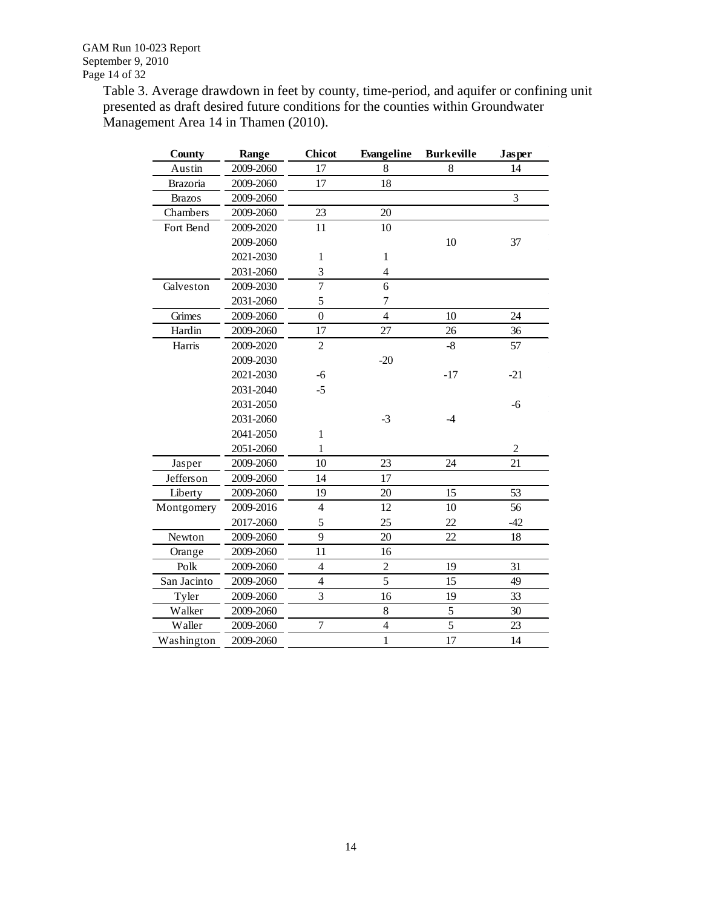Table 3. Average drawdown in feet by county, time-period, and aquifer or confining unit presented as draft desired future conditions for the counties within Groundwater Management Area 14 in Thamen (2010).

| County | Range | Chicot | Evangeline | Burkeville | Jasper |
|---|---|---|---|---|---|
| Austin | 2009-2060 | 17 | 8 | 8 | 14 |
| Brazoria | 2009-2060 | 17 | 18 | | |
| Brazos | 2009-2060 | | | | 3 |
| Chambers | 2009-2060 | 23 | 20 | | |
| Fort Bend | 2009-2020 | 11 | 10 | | |
| | 2009-2060 | | | 10 | 37 |
| | 2021-2030 | 1 | 1 | | |
| | 2031-2060 | 3 | 4 | | |
| Galveston | 2009-2030 | 7 | 6 | | |
| | 2031-2060 | 5 | 7 | | |
| Grimes | 2009-2060 | 0 | 4 | 10 | 24 |
| Hardin | 2009-2060 | 17 | 27 | 26 | 36 |
| Harris | 2009-2020 | 2 | | -8 | 57 |
| | 2009-2030 | | -20 | | |
| | 2021-2030 | -6 | | -17 | -21 |
| | 2031-2040 | -5 | | | |
| | 2031-2050 | | | | -6 |
| | 2031-2060 | | -3 | -4 | |
| | 2041-2050 | 1 | | | |
| | 2051-2060 | 1 | | | 2 |
| Jasper | 2009-2060 | 10 | 23 | 24 | 21 |
| Jefferson | 2009-2060 | 14 | 17 | | |
| Liberty | 2009-2060 | 19 | 20 | 15 | 53 |
| Montgomery | 2009-2016 | 4 | 12 | 10 | 56 |
| | 2017-2060 | 5 | 25 | 22 | -42 |
| Newton | 2009-2060 | 9 | 20 | 22 | 18 |
| Orange | 2009-2060 | 11 | 16 | | |
| Polk | 2009-2060 | 4 | 2 | 19 | 31 |
| San Jacinto | 2009-2060 | 4 | 5 | 15 | 49 |
| Tyler | 2009-2060 | 3 | 16 | 19 | 33 |
| Walker | 2009-2060 | | 8 | 5 | 30 |
| Waller | 2009-2060 | 7 | 4 | 5 | 23 |
| Washington | 2009-2060 | | 1 | 17 | 14 |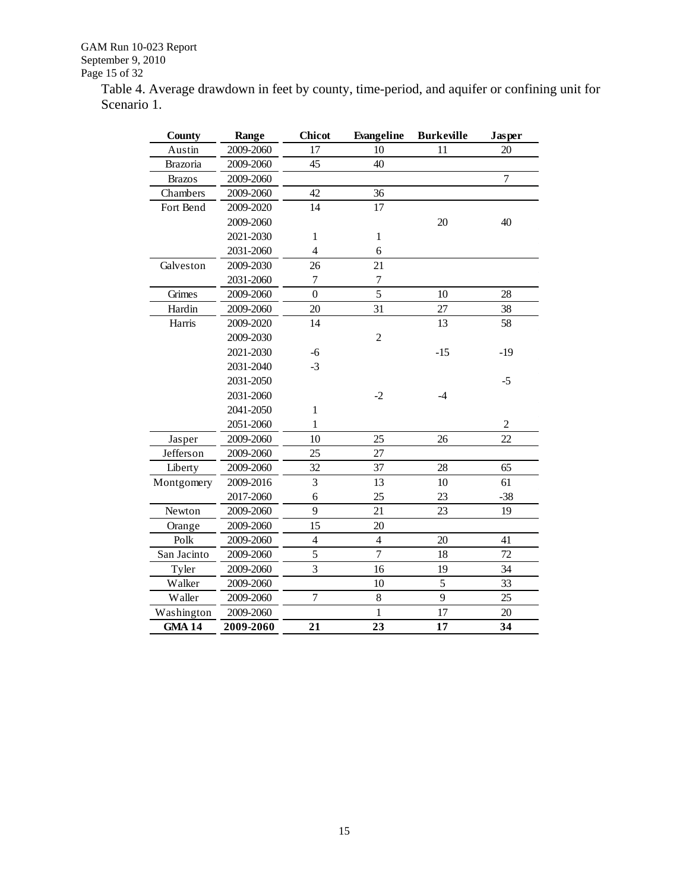Table 4. Average drawdown in feet by county, time-period, and aquifer or confining unit for Scenario 1.

| County | Range | Chicot | Evangeline | Burkeville | Jasper |
|---|---|---|---|---|---|
| Austin | 2009-2060 | 17 | 10 | 11 | 20 |
| Brazoria | 2009-2060 | 45 | 40 | | |
| Brazos | 2009-2060 | | | | 7 |
| Chambers | 2009-2060 | 42 | 36 | | |
| Fort Bend | 2009-2020 | 14 | 17 | | |
| | 2009-2060 | | | 20 | 40 |
| | 2021-2030 | 1 | 1 | | |
| | 2031-2060 | 4 | 6 | | |
| Galveston | 2009-2030 | 26 | 21 | | |
| | 2031-2060 | 7 | 7 | | |
| Grimes | 2009-2060 | 0 | 5 | 10 | 28 |
| Hardin | 2009-2060 | 20 | 31 | 27 | 38 |
| Harris | 2009-2020 | 14 | | 13 | 58 |
| | 2009-2030 | | 2 | | |
| | 2021-2030 | -6 | | -15 | -19 |
| | 2031-2040 | -3 | | | |
| | 2031-2050 | | | | -5 |
| | 2031-2060 | | -2 | -4 | |
| | 2041-2050 | 1 | | | |
| | 2051-2060 | 1 | | | 2 |
| Jasper | 2009-2060 | 10 | 25 | 26 | 22 |
| Jefferson | 2009-2060 | 25 | 27 | | |
| Liberty | 2009-2060 | 32 | 37 | 28 | 65 |
| Montgomery | 2009-2016 | 3 | 13 | 10 | 61 |
| | 2017-2060 | 6 | 25 | 23 | -38 |
| Newton | 2009-2060 | 9 | 21 | 23 | 19 |
| Orange | 2009-2060 | 15 | 20 | | |
| Polk | 2009-2060 | 4 | 4 | 20 | 41 |
| San Jacinto | 2009-2060 | 5 | 7 | 18 | 72 |
| Tyler | 2009-2060 | 3 | 16 | 19 | 34 |
| Walker | 2009-2060 | | 10 | 5 | 33 |
| Waller | 2009-2060 | 7 | 8 | 9 | 25 |
| Washington | 2009-2060 | | 1 | 17 | 20 |
| **GMA 14** | **2009-2060** | **21** | **23** | **17** | **34** |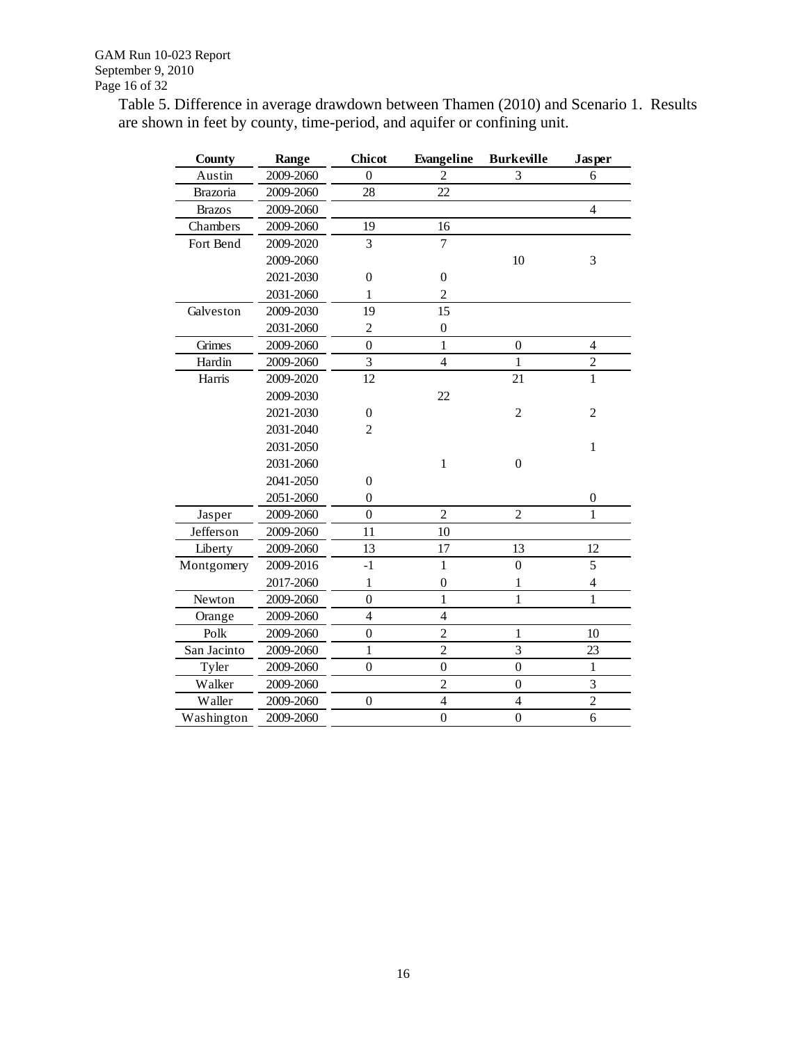Table 5. Difference in average drawdown between Thamen (2010) and Scenario 1. Results are shown in feet by county, time-period, and aquifer or confining unit.

| County | Range | Chicot | Evangeline | Burkeville | Jasper |
|---|---|---|---|---|---|
| Austin | 2009-2060 | 0 | 2 | 3 | 6 |
| Brazoria | 2009-2060 | 28 | 22 | | |
| Brazos | 2009-2060 | | | | 4 |
| Chambers | 2009-2060 | 19 | 16 | | |
| Fort Bend | 2009-2020 | 3 | 7 | | |
| | 2009-2060 | | | 10 | 3 |
| | 2021-2030 | 0 | 0 | | |
| | 2031-2060 | 1 | 2 | | |
| Galveston | 2009-2030 | 19 | 15 | | |
| | 2031-2060 | 2 | 0 | | |
| Grimes | 2009-2060 | 0 | 1 | 0 | 4 |
| Hardin | 2009-2060 | 3 | 4 | 1 | 2 |
| Harris | 2009-2020 | 12 | | 21 | 1 |
| | 2009-2030 | | 22 | | |
| | 2021-2030 | 0 | | 2 | 2 |
| | 2031-2040 | 2 | | | |
| | 2031-2050 | | | | 1 |
| | 2031-2060 | | 1 | 0 | |
| | 2041-2050 | 0 | | | |
| | 2051-2060 | 0 | | | 0 |
| Jasper | 2009-2060 | 0 | 2 | 2 | 1 |
| Jefferson | 2009-2060 | 11 | 10 | | |
| Liberty | 2009-2060 | 13 | 17 | 13 | 12 |
| Montgomery | 2009-2016 | -1 | 1 | 0 | 5 |
| | 2017-2060 | 1 | 0 | 1 | 4 |
| Newton | 2009-2060 | 0 | 1 | 1 | 1 |
| Orange | 2009-2060 | 4 | 4 | | |
| Polk | 2009-2060 | 0 | 2 | 1 | 10 |
| San Jacinto | 2009-2060 | 1 | 2 | 3 | 23 |
| Tyler | 2009-2060 | 0 | 0 | 0 | 1 |
| Walker | 2009-2060 | | 2 | 0 | 3 |
| Waller | 2009-2060 | 0 | 4 | 4 | 2 |
| Washington | 2009-2060 | | 0 | 0 | 6 |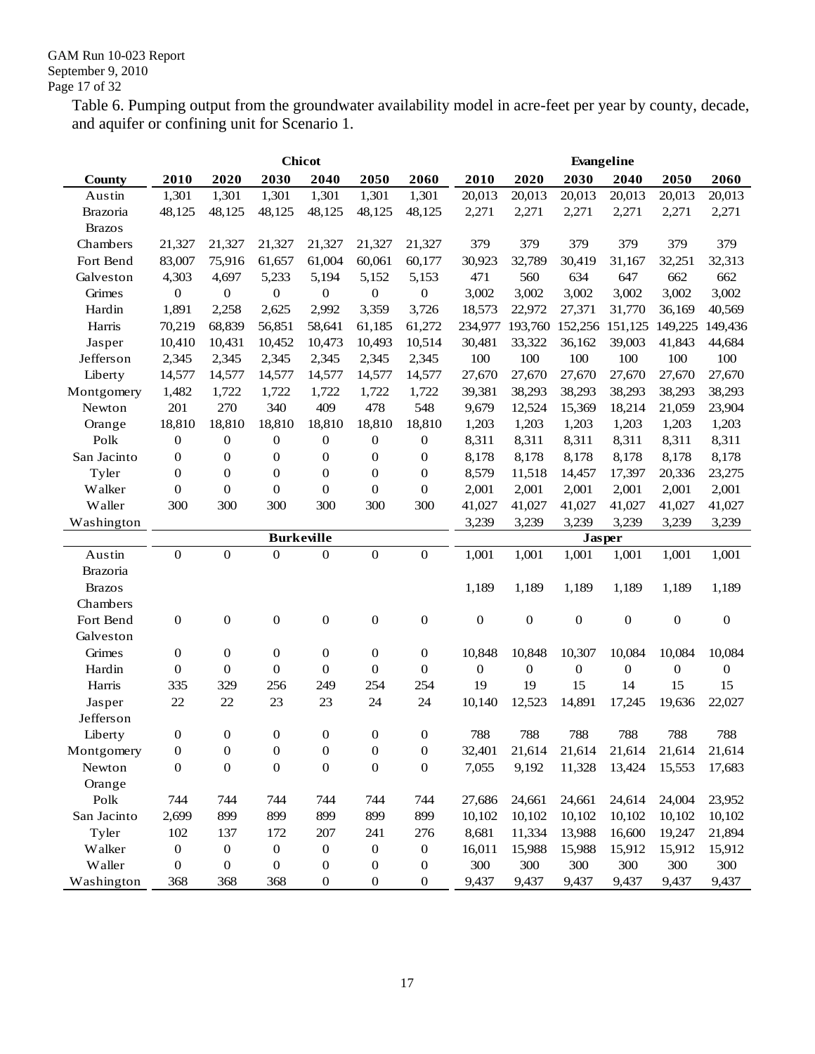Table 6. Pumping output from the groundwater availability model in acre-feet per year by county, decade, and aquifer or confining unit for Scenario 1.

| | Chicot | | | | | | Evangeline | | | | | |
|---|---|---|---|---|---|---|---|---|---|---|---|---|
| **County** | **2010** | **2020** | **2030** | **2040** | **2050** | **2060** | **2010** | **2020** | **2030** | **2040** | **2050** | **2060** |
| Austin | 1,301 | 1,301 | 1,301 | 1,301 | 1,301 | 1,301 | 20,013 | 20,013 | 20,013 | 20,013 | 20,013 | 20,013 |
| Brazoria | 48,125 | 48,125 | 48,125 | 48,125 | 48,125 | 48,125 | 2,271 | 2,271 | 2,271 | 2,271 | 2,271 | 2,271 |
| Brazos | | | | | | | | | | | | |
| Chambers | 21,327 | 21,327 | 21,327 | 21,327 | 21,327 | 21,327 | 379 | 379 | 379 | 379 | 379 | 379 |
| Fort Bend | 83,007 | 75,916 | 61,657 | 61,004 | 60,061 | 60,177 | 30,923 | 32,789 | 30,419 | 31,167 | 32,251 | 32,313 |
| Galveston | 4,303 | 4,697 | 5,233 | 5,194 | 5,152 | 5,153 | 471 | 560 | 634 | 647 | 662 | 662 |
| Grimes | 0 | 0 | 0 | 0 | 0 | 0 | 3,002 | 3,002 | 3,002 | 3,002 | 3,002 | 3,002 |
| Hardin | 1,891 | 2,258 | 2,625 | 2,992 | 3,359 | 3,726 | 18,573 | 22,972 | 27,371 | 31,770 | 36,169 | 40,569 |
| Harris | 70,219 | 68,839 | 56,851 | 58,641 | 61,185 | 61,272 | 234,977 | 193,760 | 152,256 | 151,125 | 149,225 | 149,436 |
| Jasper | 10,410 | 10,431 | 10,452 | 10,473 | 10,493 | 10,514 | 30,481 | 33,322 | 36,162 | 39,003 | 41,843 | 44,684 |
| Jefferson | 2,345 | 2,345 | 2,345 | 2,345 | 2,345 | 2,345 | 100 | 100 | 100 | 100 | 100 | 100 |
| Liberty | 14,577 | 14,577 | 14,577 | 14,577 | 14,577 | 14,577 | 27,670 | 27,670 | 27,670 | 27,670 | 27,670 | 27,670 |
| Montgomery | 1,482 | 1,722 | 1,722 | 1,722 | 1,722 | 1,722 | 39,381 | 38,293 | 38,293 | 38,293 | 38,293 | 38,293 |
| Newton | 201 | 270 | 340 | 409 | 478 | 548 | 9,679 | 12,524 | 15,369 | 18,214 | 21,059 | 23,904 |
| Orange | 18,810 | 18,810 | 18,810 | 18,810 | 18,810 | 18,810 | 1,203 | 1,203 | 1,203 | 1,203 | 1,203 | 1,203 |
| Polk | 0 | 0 | 0 | 0 | 0 | 0 | 8,311 | 8,311 | 8,311 | 8,311 | 8,311 | 8,311 |
| San Jacinto | 0 | 0 | 0 | 0 | 0 | 0 | 8,178 | 8,178 | 8,178 | 8,178 | 8,178 | 8,178 |
| Tyler | 0 | 0 | 0 | 0 | 0 | 0 | 8,579 | 11,518 | 14,457 | 17,397 | 20,336 | 23,275 |
| Walker | 0 | 0 | 0 | 0 | 0 | 0 | 2,001 | 2,001 | 2,001 | 2,001 | 2,001 | 2,001 |
| Waller | 300 | 300 | 300 | 300 | 300 | 300 | 41,027 | 41,027 | 41,027 | 41,027 | 41,027 | 41,027 |
| Washington | | | | | | | 3,239 | 3,239 | 3,239 | 3,239 | 3,239 | 3,239 |
| | **Burkeville** | | | | | | **Jasper** | | | | | |
| Austin | 0 | 0 | 0 | 0 | 0 | 0 | 1,001 | 1,001 | 1,001 | 1,001 | 1,001 | 1,001 |
| Brazoria | | | | | | | | | | | | |
| Brazos | | | | | | | 1,189 | 1,189 | 1,189 | 1,189 | 1,189 | 1,189 |
| Chambers | | | | | | | | | | | | |
| Fort Bend | 0 | 0 | 0 | 0 | 0 | 0 | 0 | 0 | 0 | 0 | 0 | 0 |
| Galveston | | | | | | | | | | | | |
| Grimes | 0 | 0 | 0 | 0 | 0 | 0 | 10,848 | 10,848 | 10,307 | 10,084 | 10,084 | 10,084 |
| Hardin | 0 | 0 | 0 | 0 | 0 | 0 | 0 | 0 | 0 | 0 | 0 | 0 |
| Harris | 335 | 329 | 256 | 249 | 254 | 254 | 19 | 19 | 15 | 14 | 15 | 15 |
| Jasper | 22 | 22 | 23 | 23 | 24 | 24 | 10,140 | 12,523 | 14,891 | 17,245 | 19,636 | 22,027 |
| Jefferson | | | | | | | | | | | | |
| Liberty | 0 | 0 | 0 | 0 | 0 | 0 | 788 | 788 | 788 | 788 | 788 | 788 |
| Montgomery | 0 | 0 | 0 | 0 | 0 | 0 | 32,401 | 21,614 | 21,614 | 21,614 | 21,614 | 21,614 |
| Newton | 0 | 0 | 0 | 0 | 0 | 0 | 7,055 | 9,192 | 11,328 | 13,424 | 15,553 | 17,683 |
| Orange | | | | | | | | | | | | |
| Polk | 744 | 744 | 744 | 744 | 744 | 744 | 27,686 | 24,661 | 24,661 | 24,614 | 24,004 | 23,952 |
| San Jacinto | 2,699 | 899 | 899 | 899 | 899 | 899 | 10,102 | 10,102 | 10,102 | 10,102 | 10,102 | 10,102 |
| Tyler | 102 | 137 | 172 | 207 | 241 | 276 | 8,681 | 11,334 | 13,988 | 16,600 | 19,247 | 21,894 |
| Walker | 0 | 0 | 0 | 0 | 0 | 0 | 16,011 | 15,988 | 15,988 | 15,912 | 15,912 | 15,912 |
| Waller | 0 | 0 | 0 | 0 | 0 | 0 | 300 | 300 | 300 | 300 | 300 | 300 |
| Washington | 368 | 368 | 368 | 0 | 0 | 0 | 9,437 | 9,437 | 9,437 | 9,437 | 9,437 | 9,437 |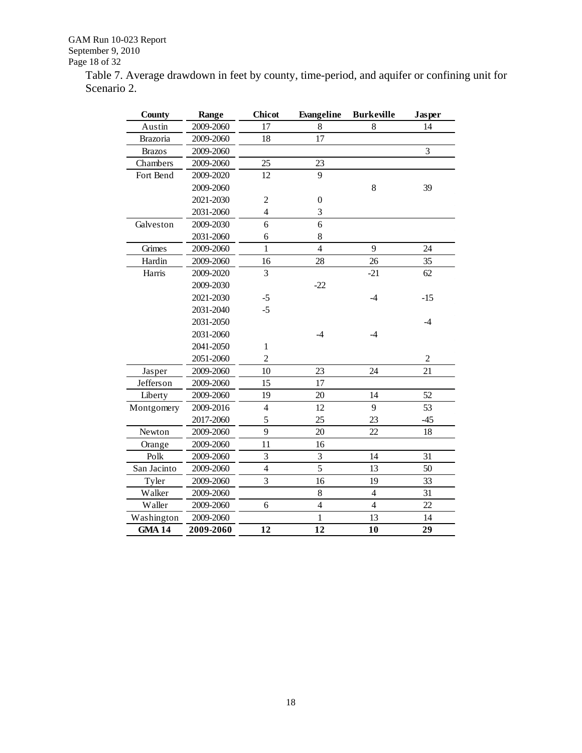Table 7. Average drawdown in feet by county, time-period, and aquifer or confining unit for Scenario 2.

| County | Range | Chicot | Evangeline | Burkeville | Jasper |
|---|---|---|---|---|---|
| Austin | 2009-2060 | 17 | 8 | 8 | 14 |
| Brazoria | 2009-2060 | 18 | 17 | | |
| Brazos | 2009-2060 | | | | 3 |
| Chambers | 2009-2060 | 25 | 23 | | |
| Fort Bend | 2009-2020 | 12 | 9 | | |
| | 2009-2060 | | | 8 | 39 |
| | 2021-2030 | 2 | 0 | | |
| | 2031-2060 | 4 | 3 | | |
| Galveston | 2009-2030 | 6 | 6 | | |
| | 2031-2060 | 6 | 8 | | |
| Grimes | 2009-2060 | 1 | 4 | 9 | 24 |
| Hardin | 2009-2060 | 16 | 28 | 26 | 35 |
| Harris | 2009-2020 | 3 | | -21 | 62 |
| | 2009-2030 | | -22 | | |
| | 2021-2030 | -5 | | -4 | -15 |
| | 2031-2040 | -5 | | | |
| | 2031-2050 | | | | -4 |
| | 2031-2060 | | -4 | -4 | |
| | 2041-2050 | 1 | | | |
| | 2051-2060 | 2 | | | 2 |
| Jasper | 2009-2060 | 10 | 23 | 24 | 21 |
| Jefferson | 2009-2060 | 15 | 17 | | |
| Liberty | 2009-2060 | 19 | 20 | 14 | 52 |
| Montgomery | 2009-2016 | 4 | 12 | 9 | 53 |
| | 2017-2060 | 5 | 25 | 23 | -45 |
| Newton | 2009-2060 | 9 | 20 | 22 | 18 |
| Orange | 2009-2060 | 11 | 16 | | |
| Polk | 2009-2060 | 3 | 3 | 14 | 31 |
| San Jacinto | 2009-2060 | 4 | 5 | 13 | 50 |
| Tyler | 2009-2060 | 3 | 16 | 19 | 33 |
| Walker | 2009-2060 | | 8 | 4 | 31 |
| Waller | 2009-2060 | 6 | 4 | 4 | 22 |
| Washington | 2009-2060 | | 1 | 13 | 14 |
| **GMA 14** | **2009-2060** | **12** | **12** | **10** | **29** |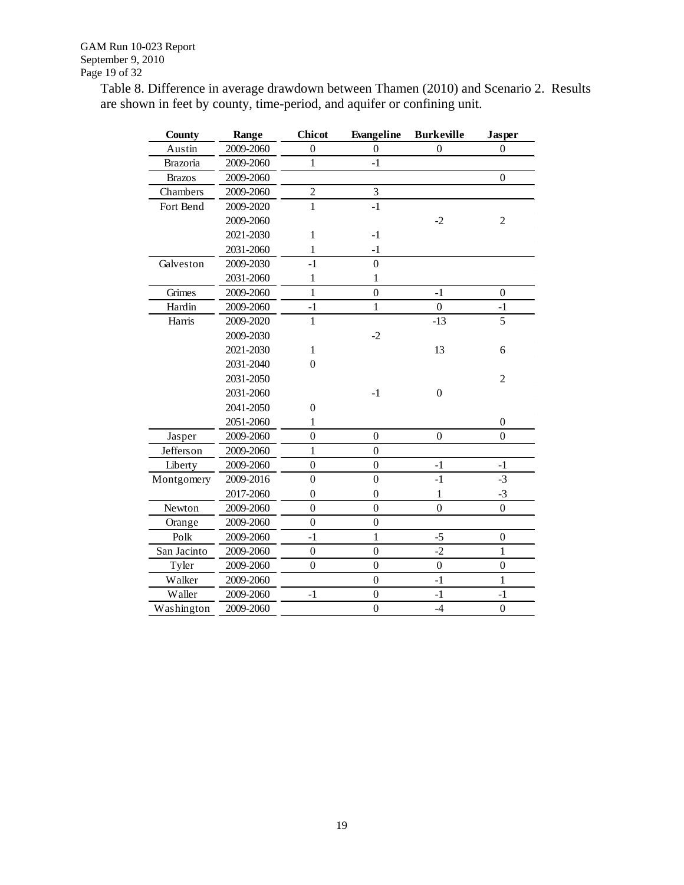Table 8. Difference in average drawdown between Thamen (2010) and Scenario 2. Results are shown in feet by county, time-period, and aquifer or confining unit.

| County | Range | Chicot | Evangeline | Burkeville | Jasper |
|---|---|---|---|---|---|
| Austin | 2009-2060 | 0 | 0 | 0 | 0 |
| Brazoria | 2009-2060 | 1 | -1 | | |
| Brazos | 2009-2060 | | | | 0 |
| Chambers | 2009-2060 | 2 | 3 | | |
| Fort Bend | 2009-2020 | 1 | -1 | | |
| | 2009-2060 | | | -2 | 2 |
| | 2021-2030 | 1 | -1 | | |
| | 2031-2060 | 1 | -1 | | |
| Galveston | 2009-2030 | -1 | 0 | | |
| | 2031-2060 | 1 | 1 | | |
| Grimes | 2009-2060 | 1 | 0 | -1 | 0 |
| Hardin | 2009-2060 | -1 | 1 | 0 | -1 |
| Harris | 2009-2020 | 1 | | -13 | 5 |
| | 2009-2030 | | -2 | | |
| | 2021-2030 | 1 | | 13 | 6 |
| | 2031-2040 | 0 | | | |
| | 2031-2050 | | | | 2 |
| | 2031-2060 | | -1 | 0 | |
| | 2041-2050 | 0 | | | |
| | 2051-2060 | 1 | | | 0 |
| Jasper | 2009-2060 | 0 | 0 | 0 | 0 |
| Jefferson | 2009-2060 | 1 | 0 | | |
| Liberty | 2009-2060 | 0 | 0 | -1 | -1 |
| Montgomery | 2009-2016 | 0 | 0 | -1 | -3 |
| | 2017-2060 | 0 | 0 | 1 | -3 |
| Newton | 2009-2060 | 0 | 0 | 0 | 0 |
| Orange | 2009-2060 | 0 | 0 | | |
| Polk | 2009-2060 | -1 | 1 | -5 | 0 |
| San Jacinto | 2009-2060 | 0 | 0 | -2 | 1 |
| Tyler | 2009-2060 | 0 | 0 | 0 | 0 |
| Walker | 2009-2060 | | 0 | -1 | 1 |
| Waller | 2009-2060 | -1 | 0 | -1 | -1 |
| Washington | 2009-2060 | | 0 | -4 | 0 |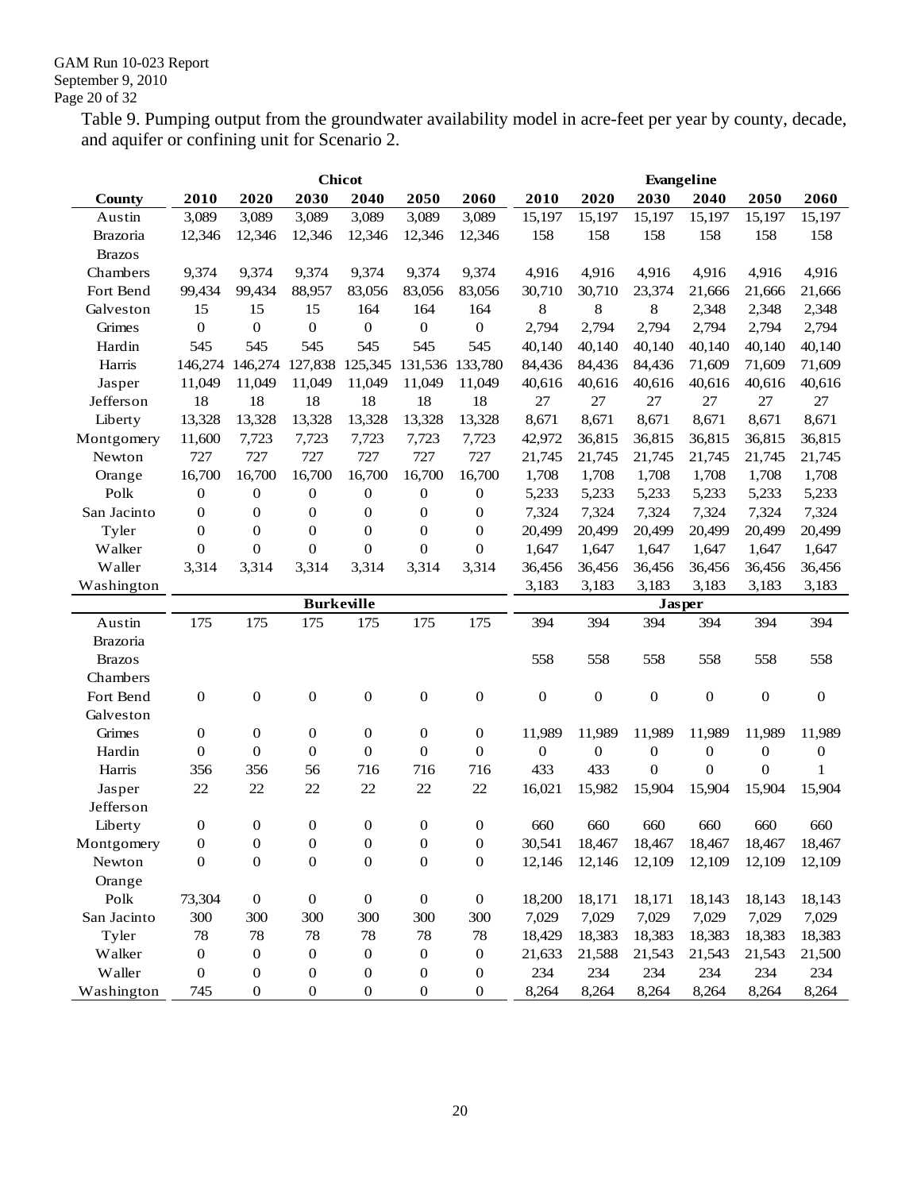Table 9. Pumping output from the groundwater availability model in acre-feet per year by county, decade, and aquifer or confining unit for Scenario 2.

| | Chicot | | | | | | Evangeline | | | | | |
|---|---|---|---|---|---|---|---|---|---|---|---|---|
| County | 2010 | 2020 | 2030 | 2040 | 2050 | 2060 | 2010 | 2020 | 2030 | 2040 | 2050 | 2060 |
| Austin | 3,089 | 3,089 | 3,089 | 3,089 | 3,089 | 3,089 | 15,197 | 15,197 | 15,197 | 15,197 | 15,197 | 15,197 |
| Brazoria | 12,346 | 12,346 | 12,346 | 12,346 | 12,346 | 12,346 | 158 | 158 | 158 | 158 | 158 | 158 |
| Brazos | | | | | | | | | | | | |
| Chambers | 9,374 | 9,374 | 9,374 | 9,374 | 9,374 | 9,374 | 4,916 | 4,916 | 4,916 | 4,916 | 4,916 | 4,916 |
| Fort Bend | 99,434 | 99,434 | 88,957 | 83,056 | 83,056 | 83,056 | 30,710 | 30,710 | 23,374 | 21,666 | 21,666 | 21,666 |
| Galveston | 15 | 15 | 15 | 164 | 164 | 164 | 8 | 8 | 8 | 2,348 | 2,348 | 2,348 |
| Grimes | 0 | 0 | 0 | 0 | 0 | 0 | 2,794 | 2,794 | 2,794 | 2,794 | 2,794 | 2,794 |
| Hardin | 545 | 545 | 545 | 545 | 545 | 545 | 40,140 | 40,140 | 40,140 | 40,140 | 40,140 | 40,140 |
| Harris | 146,274 | 146,274 | 127,838 | 125,345 | 131,536 | 133,780 | 84,436 | 84,436 | 84,436 | 71,609 | 71,609 | 71,609 |
| Jasper | 11,049 | 11,049 | 11,049 | 11,049 | 11,049 | 11,049 | 40,616 | 40,616 | 40,616 | 40,616 | 40,616 | 40,616 |
| Jefferson | 18 | 18 | 18 | 18 | 18 | 18 | 27 | 27 | 27 | 27 | 27 | 27 |
| Liberty | 13,328 | 13,328 | 13,328 | 13,328 | 13,328 | 13,328 | 8,671 | 8,671 | 8,671 | 8,671 | 8,671 | 8,671 |
| Montgomery | 11,600 | 7,723 | 7,723 | 7,723 | 7,723 | 7,723 | 42,972 | 36,815 | 36,815 | 36,815 | 36,815 | 36,815 |
| Newton | 727 | 727 | 727 | 727 | 727 | 727 | 21,745 | 21,745 | 21,745 | 21,745 | 21,745 | 21,745 |
| Orange | 16,700 | 16,700 | 16,700 | 16,700 | 16,700 | 16,700 | 1,708 | 1,708 | 1,708 | 1,708 | 1,708 | 1,708 |
| Polk | 0 | 0 | 0 | 0 | 0 | 0 | 5,233 | 5,233 | 5,233 | 5,233 | 5,233 | 5,233 |
| San Jacinto | 0 | 0 | 0 | 0 | 0 | 0 | 7,324 | 7,324 | 7,324 | 7,324 | 7,324 | 7,324 |
| Tyler | 0 | 0 | 0 | 0 | 0 | 0 | 20,499 | 20,499 | 20,499 | 20,499 | 20,499 | 20,499 |
| Walker | 0 | 0 | 0 | 0 | 0 | 0 | 1,647 | 1,647 | 1,647 | 1,647 | 1,647 | 1,647 |
| Waller | 3,314 | 3,314 | 3,314 | 3,314 | 3,314 | 3,314 | 36,456 | 36,456 | 36,456 | 36,456 | 36,456 | 36,456 |
| Washington | | | | | | | 3,183 | 3,183 | 3,183 | 3,183 | 3,183 | 3,183 |
| | Burkeville | | | | | | Jasper | | | | | |
| Austin | 175 | 175 | 175 | 175 | 175 | 175 | 394 | 394 | 394 | 394 | 394 | 394 |
| Brazoria | | | | | | | | | | | | |
| Brazos | | | | | | | 558 | 558 | 558 | 558 | 558 | 558 |
| Chambers | | | | | | | | | | | | |
| Fort Bend | 0 | 0 | 0 | 0 | 0 | 0 | 0 | 0 | 0 | 0 | 0 | 0 |
| Galveston | | | | | | | | | | | | |
| Grimes | 0 | 0 | 0 | 0 | 0 | 0 | 11,989 | 11,989 | 11,989 | 11,989 | 11,989 | 11,989 |
| Hardin | 0 | 0 | 0 | 0 | 0 | 0 | 0 | 0 | 0 | 0 | 0 | 0 |
| Harris | 356 | 356 | 56 | 716 | 716 | 716 | 433 | 433 | 0 | 0 | 0 | 1 |
| Jasper | 22 | 22 | 22 | 22 | 22 | 22 | 16,021 | 15,982 | 15,904 | 15,904 | 15,904 | 15,904 |
| Jefferson | | | | | | | | | | | | |
| Liberty | 0 | 0 | 0 | 0 | 0 | 0 | 660 | 660 | 660 | 660 | 660 | 660 |
| Montgomery | 0 | 0 | 0 | 0 | 0 | 0 | 30,541 | 18,467 | 18,467 | 18,467 | 18,467 | 18,467 |
| Newton | 0 | 0 | 0 | 0 | 0 | 0 | 12,146 | 12,146 | 12,109 | 12,109 | 12,109 | 12,109 |
| Orange | | | | | | | | | | | | |
| Polk | 73,304 | 0 | 0 | 0 | 0 | 0 | 18,200 | 18,171 | 18,171 | 18,143 | 18,143 | 18,143 |
| San Jacinto | 300 | 300 | 300 | 300 | 300 | 300 | 7,029 | 7,029 | 7,029 | 7,029 | 7,029 | 7,029 |
| Tyler | 78 | 78 | 78 | 78 | 78 | 78 | 18,429 | 18,383 | 18,383 | 18,383 | 18,383 | 18,383 |
| Walker | 0 | 0 | 0 | 0 | 0 | 0 | 21,633 | 21,588 | 21,543 | 21,543 | 21,543 | 21,500 |
| Waller | 0 | 0 | 0 | 0 | 0 | 0 | 234 | 234 | 234 | 234 | 234 | 234 |
| Washington | 745 | 0 | 0 | 0 | 0 | 0 | 8,264 | 8,264 | 8,264 | 8,264 | 8,264 | 8,264 |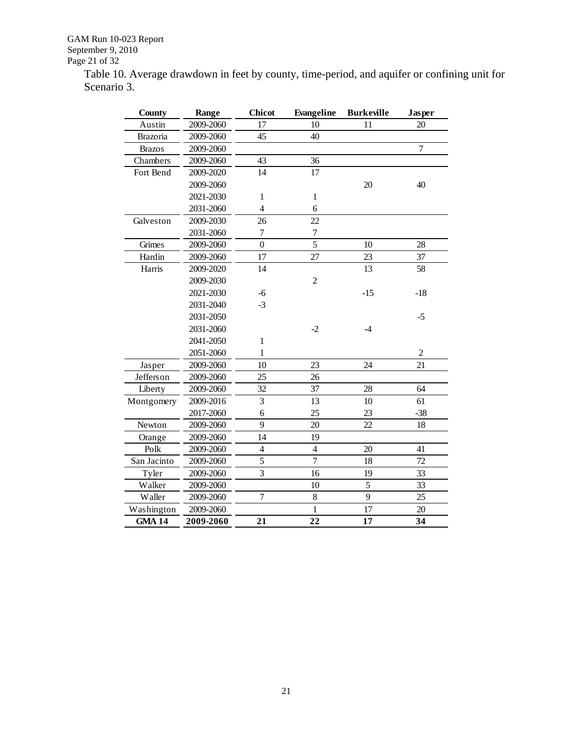Table 10. Average drawdown in feet by county, time-period, and aquifer or confining unit for Scenario 3.

| County | Range | Chicot | Evangeline | Burkeville | Jasper |
|---|---|---|---|---|---|
| Austin | 2009-2060 | 17 | 10 | 11 | 20 |
| Brazoria | 2009-2060 | 45 | 40 | | |
| Brazos | 2009-2060 | | | | 7 |
| Chambers | 2009-2060 | 43 | 36 | | |
| Fort Bend | 2009-2020 | 14 | 17 | | |
| | 2009-2060 | | | 20 | 40 |
| | 2021-2030 | 1 | 1 | | |
| | 2031-2060 | 4 | 6 | | |
| Galveston | 2009-2030 | 26 | 22 | | |
| | 2031-2060 | 7 | 7 | | |
| Grimes | 2009-2060 | 0 | 5 | 10 | 28 |
| Hardin | 2009-2060 | 17 | 27 | 23 | 37 |
| Harris | 2009-2020 | 14 | | 13 | 58 |
| | 2009-2030 | | 2 | | |
| | 2021-2030 | -6 | | -15 | -18 |
| | 2031-2040 | -3 | | | |
| | 2031-2050 | | | | -5 |
| | 2031-2060 | | -2 | -4 | |
| | 2041-2050 | 1 | | | |
| | 2051-2060 | 1 | | | 2 |
| Jasper | 2009-2060 | 10 | 23 | 24 | 21 |
| Jefferson | 2009-2060 | 25 | 26 | | |
| Liberty | 2009-2060 | 32 | 37 | 28 | 64 |
| Montgomery | 2009-2016 | 3 | 13 | 10 | 61 |
| | 2017-2060 | 6 | 25 | 23 | -38 |
| Newton | 2009-2060 | 9 | 20 | 22 | 18 |
| Orange | 2009-2060 | 14 | 19 | | |
| Polk | 2009-2060 | 4 | 4 | 20 | 41 |
| San Jacinto | 2009-2060 | 5 | 7 | 18 | 72 |
| Tyler | 2009-2060 | 3 | 16 | 19 | 33 |
| Walker | 2009-2060 | | 10 | 5 | 33 |
| Waller | 2009-2060 | 7 | 8 | 9 | 25 |
| Washington | 2009-2060 | | 1 | 17 | 20 |
| **GMA 14** | **2009-2060** | **21** | **22** | **17** | **34** |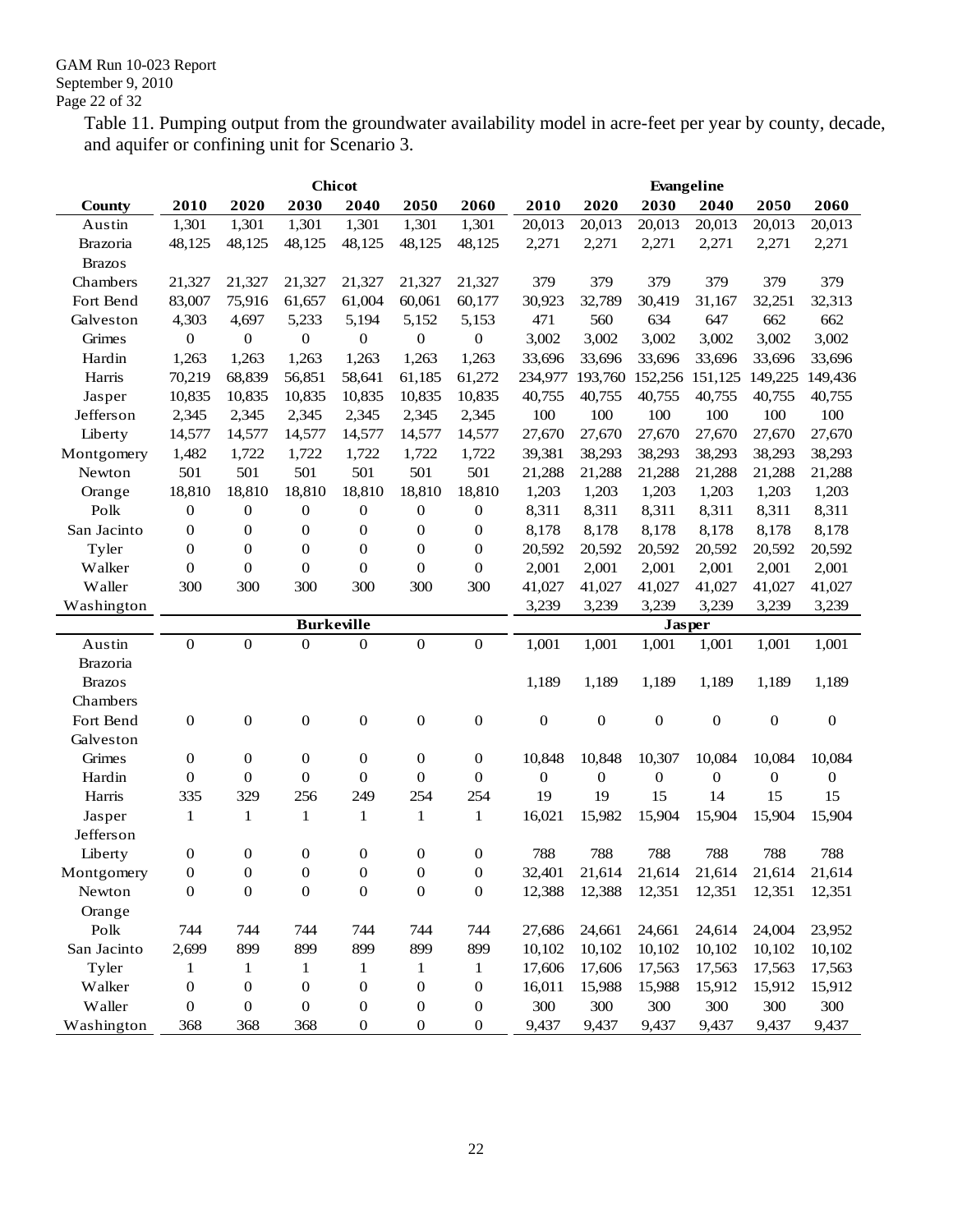Table 11. Pumping output from the groundwater availability model in acre-feet per year by county, decade, and aquifer or confining unit for Scenario 3.

| | Chicot | | | | | | Evangeline | | | | | |
|---|---|---|---|---|---|---|---|---|---|---|---|---|
| **County** | **2010** | **2020** | **2030** | **2040** | **2050** | **2060** | **2010** | **2020** | **2030** | **2040** | **2050** | **2060** |
| Austin | 1,301 | 1,301 | 1,301 | 1,301 | 1,301 | 1,301 | 20,013 | 20,013 | 20,013 | 20,013 | 20,013 | 20,013 |
| Brazoria | 48,125 | 48,125 | 48,125 | 48,125 | 48,125 | 48,125 | 2,271 | 2,271 | 2,271 | 2,271 | 2,271 | 2,271 |
| Brazos | | | | | | | | | | | | |
| Chambers | 21,327 | 21,327 | 21,327 | 21,327 | 21,327 | 21,327 | 379 | 379 | 379 | 379 | 379 | 379 |
| Fort Bend | 83,007 | 75,916 | 61,657 | 61,004 | 60,061 | 60,177 | 30,923 | 32,789 | 30,419 | 31,167 | 32,251 | 32,313 |
| Galveston | 4,303 | 4,697 | 5,233 | 5,194 | 5,152 | 5,153 | 471 | 560 | 634 | 647 | 662 | 662 |
| Grimes | 0 | 0 | 0 | 0 | 0 | 0 | 3,002 | 3,002 | 3,002 | 3,002 | 3,002 | 3,002 |
| Hardin | 1,263 | 1,263 | 1,263 | 1,263 | 1,263 | 1,263 | 33,696 | 33,696 | 33,696 | 33,696 | 33,696 | 33,696 |
| Harris | 70,219 | 68,839 | 56,851 | 58,641 | 61,185 | 61,272 | 234,977 | 193,760 | 152,256 | 151,125 | 149,225 | 149,436 |
| Jasper | 10,835 | 10,835 | 10,835 | 10,835 | 10,835 | 10,835 | 40,755 | 40,755 | 40,755 | 40,755 | 40,755 | 40,755 |
| Jefferson | 2,345 | 2,345 | 2,345 | 2,345 | 2,345 | 2,345 | 100 | 100 | 100 | 100 | 100 | 100 |
| Liberty | 14,577 | 14,577 | 14,577 | 14,577 | 14,577 | 14,577 | 27,670 | 27,670 | 27,670 | 27,670 | 27,670 | 27,670 |
| Montgomery | 1,482 | 1,722 | 1,722 | 1,722 | 1,722 | 1,722 | 39,381 | 38,293 | 38,293 | 38,293 | 38,293 | 38,293 |
| Newton | 501 | 501 | 501 | 501 | 501 | 501 | 21,288 | 21,288 | 21,288 | 21,288 | 21,288 | 21,288 |
| Orange | 18,810 | 18,810 | 18,810 | 18,810 | 18,810 | 18,810 | 1,203 | 1,203 | 1,203 | 1,203 | 1,203 | 1,203 |
| Polk | 0 | 0 | 0 | 0 | 0 | 0 | 8,311 | 8,311 | 8,311 | 8,311 | 8,311 | 8,311 |
| San Jacinto | 0 | 0 | 0 | 0 | 0 | 0 | 8,178 | 8,178 | 8,178 | 8,178 | 8,178 | 8,178 |
| Tyler | 0 | 0 | 0 | 0 | 0 | 0 | 20,592 | 20,592 | 20,592 | 20,592 | 20,592 | 20,592 |
| Walker | 0 | 0 | 0 | 0 | 0 | 0 | 2,001 | 2,001 | 2,001 | 2,001 | 2,001 | 2,001 |
| Waller | 300 | 300 | 300 | 300 | 300 | 300 | 41,027 | 41,027 | 41,027 | 41,027 | 41,027 | 41,027 |
| Washington | | | | | | | 3,239 | 3,239 | 3,239 | 3,239 | 3,239 | 3,239 |
| | **Burkeville** | | | | | | **Jasper** | | | | | |
| Austin | 0 | 0 | 0 | 0 | 0 | 0 | 1,001 | 1,001 | 1,001 | 1,001 | 1,001 | 1,001 |
| Brazoria | | | | | | | | | | | | |
| Brazos | | | | | | | 1,189 | 1,189 | 1,189 | 1,189 | 1,189 | 1,189 |
| Chambers | | | | | | | | | | | | |
| Fort Bend | 0 | 0 | 0 | 0 | 0 | 0 | 0 | 0 | 0 | 0 | 0 | 0 |
| Galveston | | | | | | | | | | | | |
| Grimes | 0 | 0 | 0 | 0 | 0 | 0 | 10,848 | 10,848 | 10,307 | 10,084 | 10,084 | 10,084 |
| Hardin | 0 | 0 | 0 | 0 | 0 | 0 | 0 | 0 | 0 | 0 | 0 | 0 |
| Harris | 335 | 329 | 256 | 249 | 254 | 254 | 19 | 19 | 15 | 14 | 15 | 15 |
| Jasper | 1 | 1 | 1 | 1 | 1 | 1 | 16,021 | 15,982 | 15,904 | 15,904 | 15,904 | 15,904 |
| Jefferson | | | | | | | | | | | | |
| Liberty | 0 | 0 | 0 | 0 | 0 | 0 | 788 | 788 | 788 | 788 | 788 | 788 |
| Montgomery | 0 | 0 | 0 | 0 | 0 | 0 | 32,401 | 21,614 | 21,614 | 21,614 | 21,614 | 21,614 |
| Newton | 0 | 0 | 0 | 0 | 0 | 0 | 12,388 | 12,388 | 12,351 | 12,351 | 12,351 | 12,351 |
| Orange | | | | | | | | | | | | |
| Polk | 744 | 744 | 744 | 744 | 744 | 744 | 27,686 | 24,661 | 24,661 | 24,614 | 24,004 | 23,952 |
| San Jacinto | 2,699 | 899 | 899 | 899 | 899 | 899 | 10,102 | 10,102 | 10,102 | 10,102 | 10,102 | 10,102 |
| Tyler | 1 | 1 | 1 | 1 | 1 | 1 | 17,606 | 17,606 | 17,563 | 17,563 | 17,563 | 17,563 |
| Walker | 0 | 0 | 0 | 0 | 0 | 0 | 16,011 | 15,988 | 15,988 | 15,912 | 15,912 | 15,912 |
| Waller | 0 | 0 | 0 | 0 | 0 | 0 | 300 | 300 | 300 | 300 | 300 | 300 |
| Washington | 368 | 368 | 368 | 0 | 0 | 0 | 9,437 | 9,437 | 9,437 | 9,437 | 9,437 | 9,437 |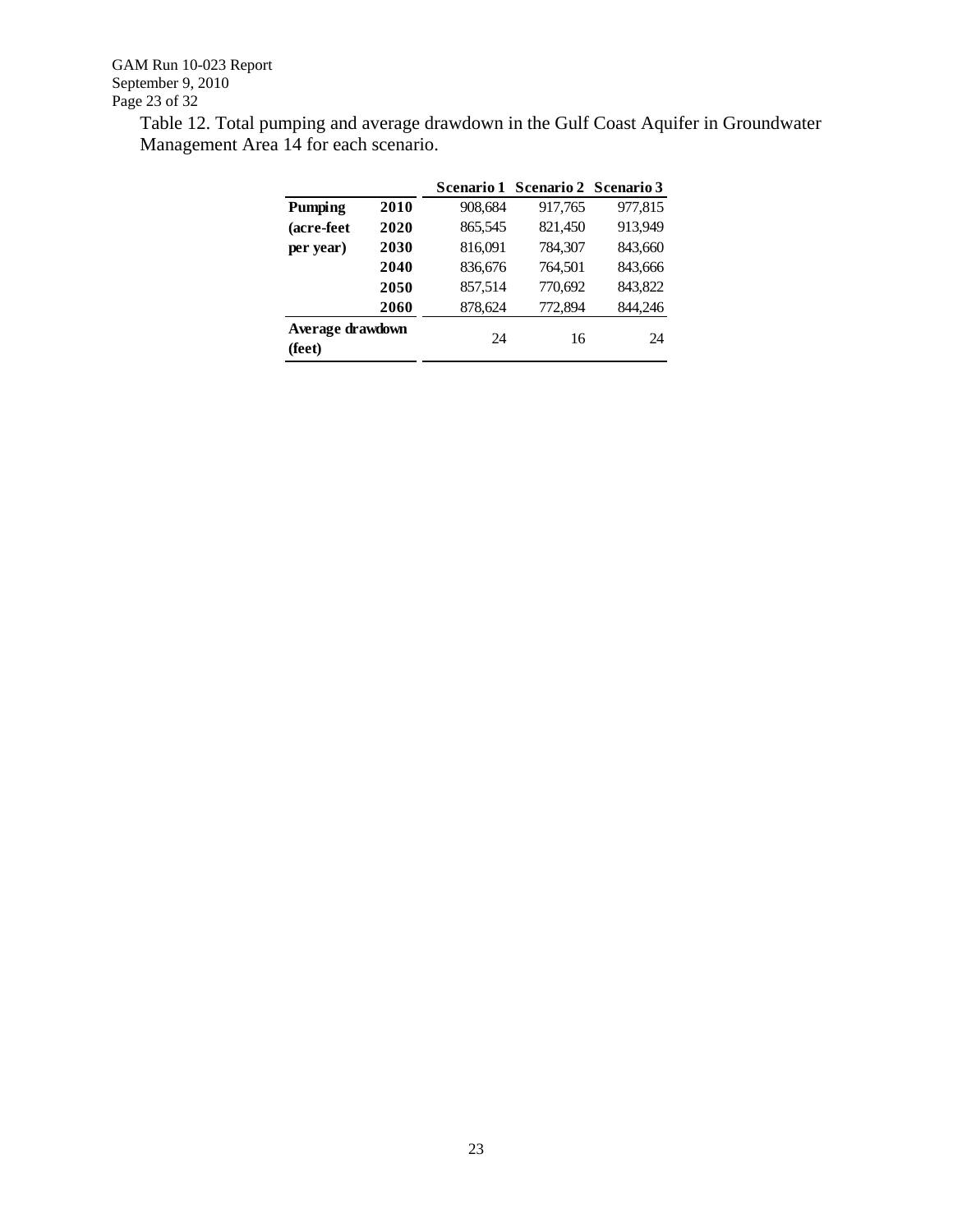Table 12. Total pumping and average drawdown in the Gulf Coast Aquifer in Groundwater Management Area 14 for each scenario.

| | | Scenario 1 | Scenario 2 | Scenario 3 |
|---|---|---|---|---|
| **Pumping (acre-feet per year)** | **2010** | 908,684 | 917,765 | 977,815 |
| | **2020** | 865,545 | 821,450 | 913,949 |
| | **2030** | 816,091 | 784,307 | 843,660 |
| | **2040** | 836,676 | 764,501 | 843,666 |
| | **2050** | 857,514 | 770,692 | 843,822 |
| | **2060** | 878,624 | 772,894 | 844,246 |
| **Average drawdown (feet)** | | 24 | 16 | 24 |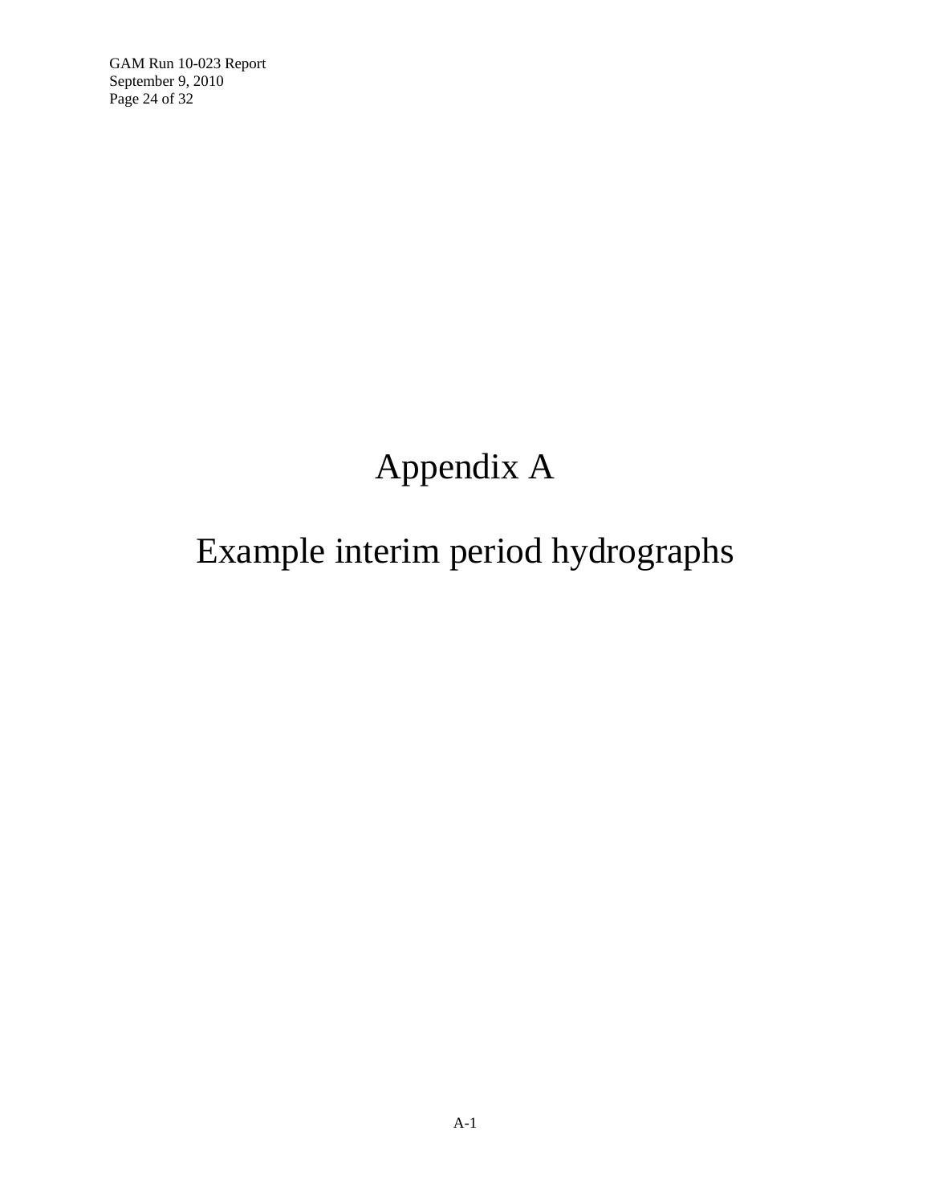# Appendix A

## Example interim period hydrographs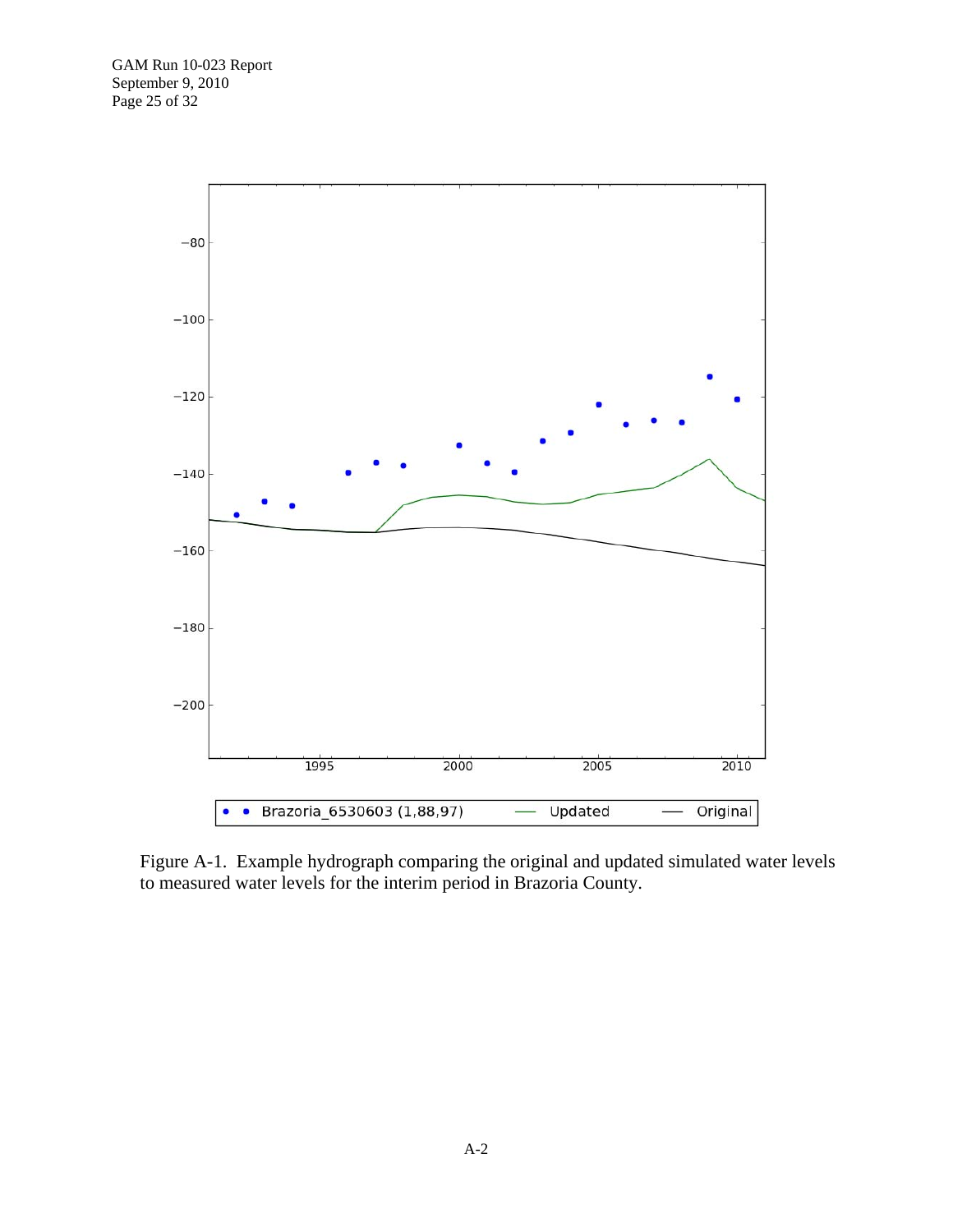Figure A-1. Example hydrograph comparing the original and updated simulated water levels to measured water levels for the interim period in Brazoria County.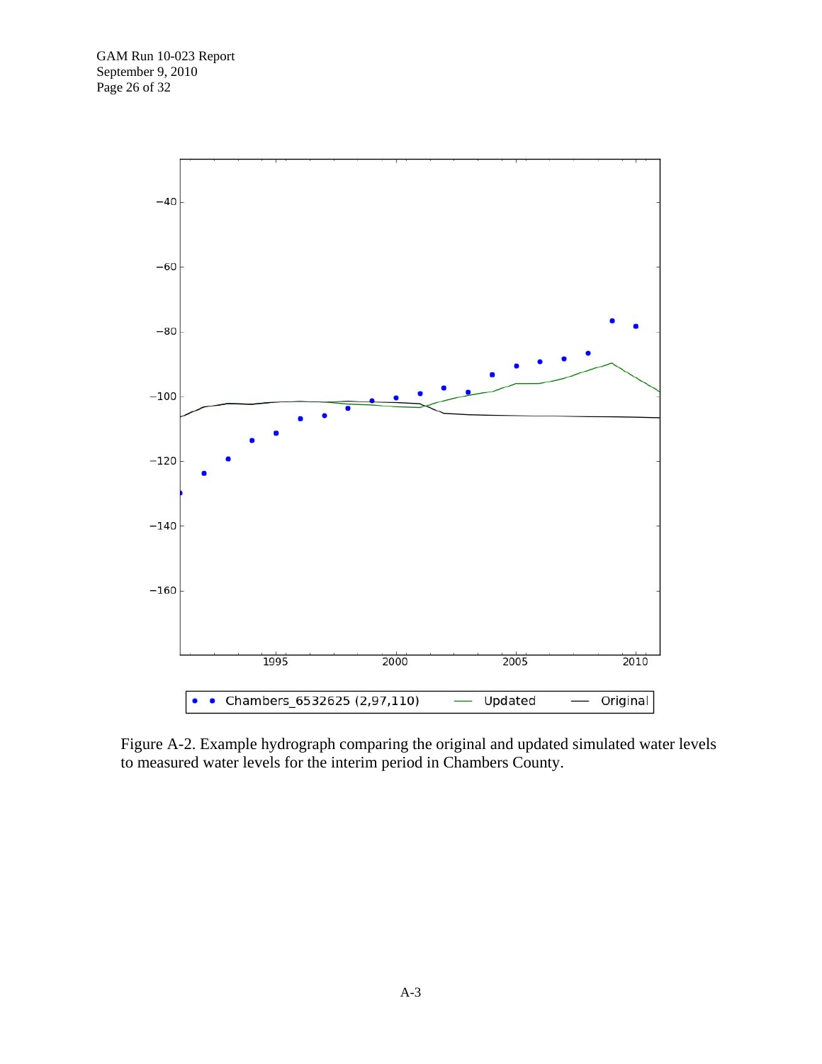Figure A-2. Example hydrograph comparing the original and updated simulated water levels to measured water levels for the interim period in Chambers County.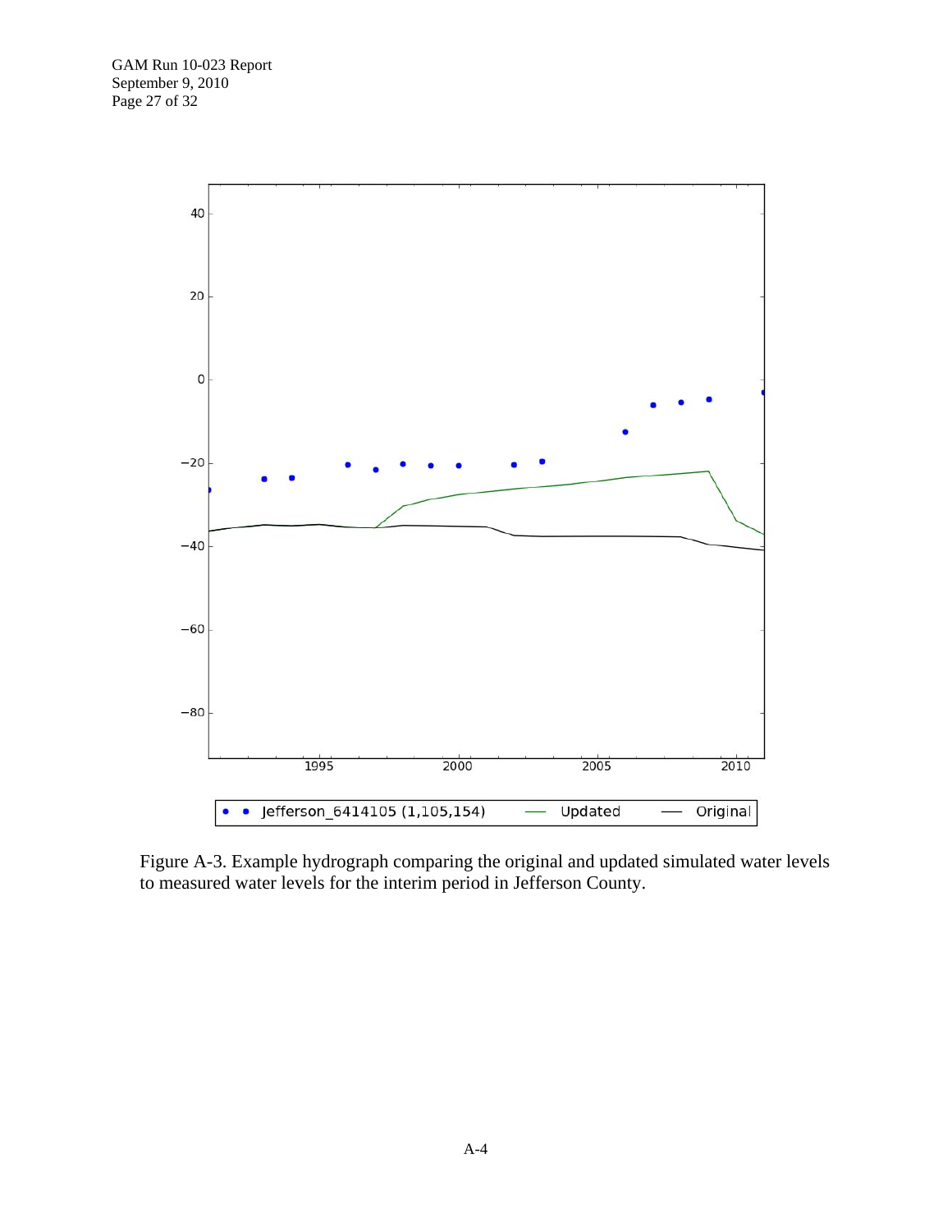Figure A-3. Example hydrograph comparing the original and updated simulated water levels to measured water levels for the interim period in Jefferson County.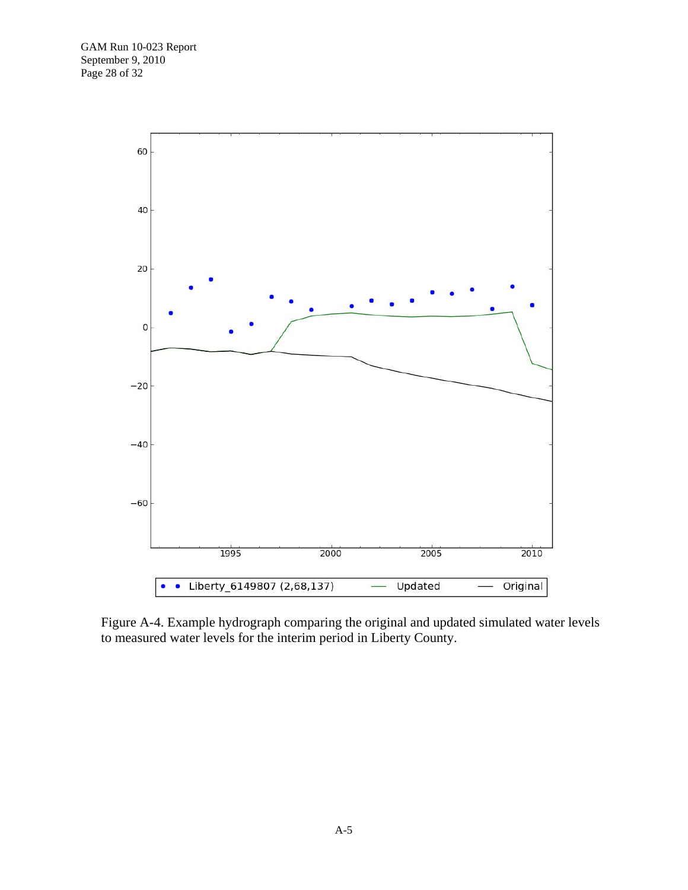Figure A-4. Example hydrograph comparing the original and updated simulated water levels to measured water levels for the interim period in Liberty County.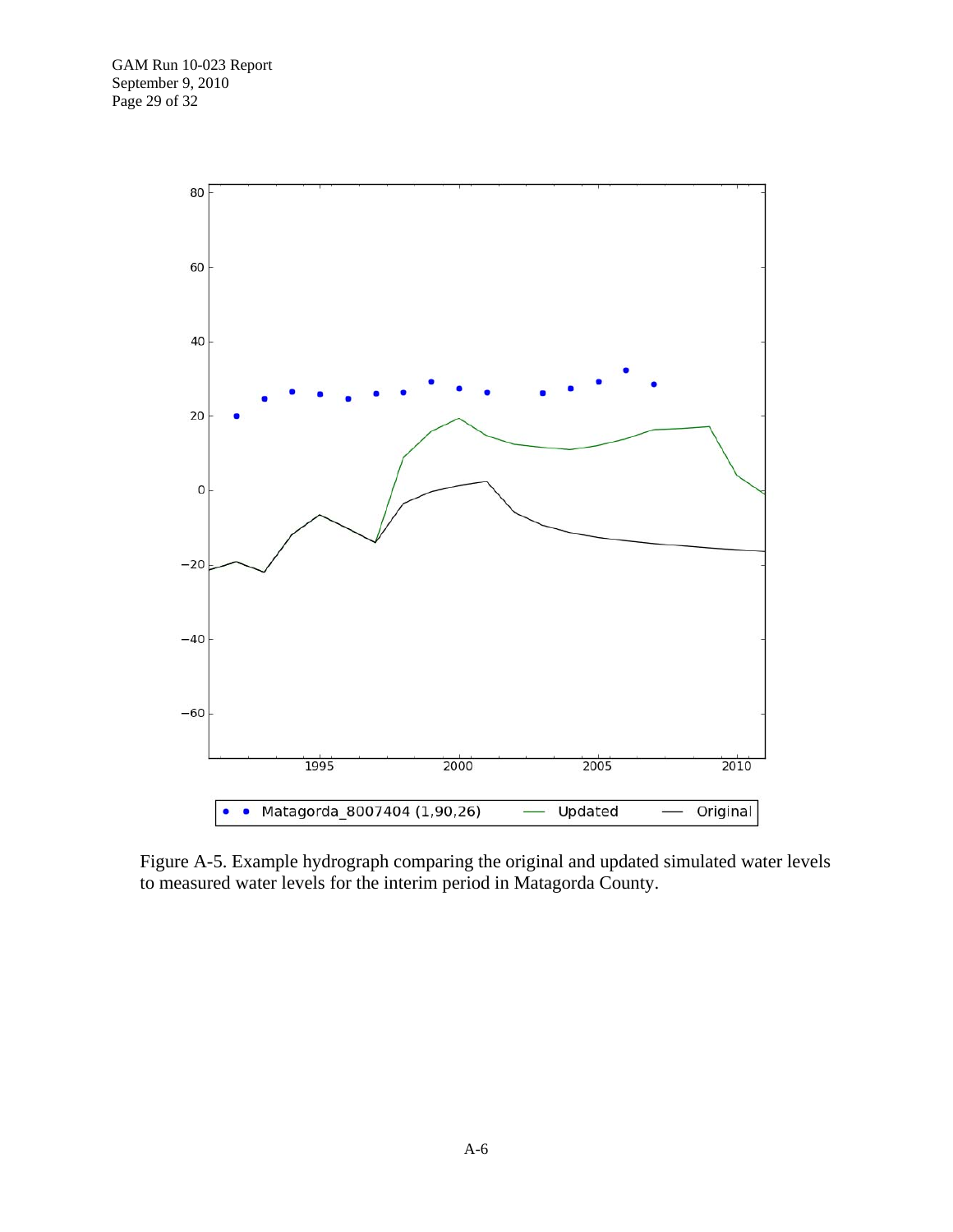Figure A-5. Example hydrograph comparing the original and updated simulated water levels to measured water levels for the interim period in Matagorda County.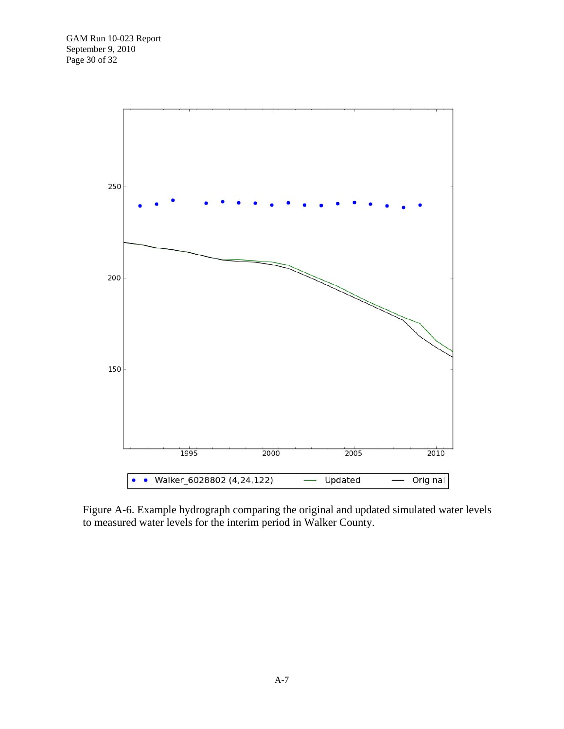Figure A-6. Example hydrograph comparing the original and updated simulated water levels to measured water levels for the interim period in Walker County.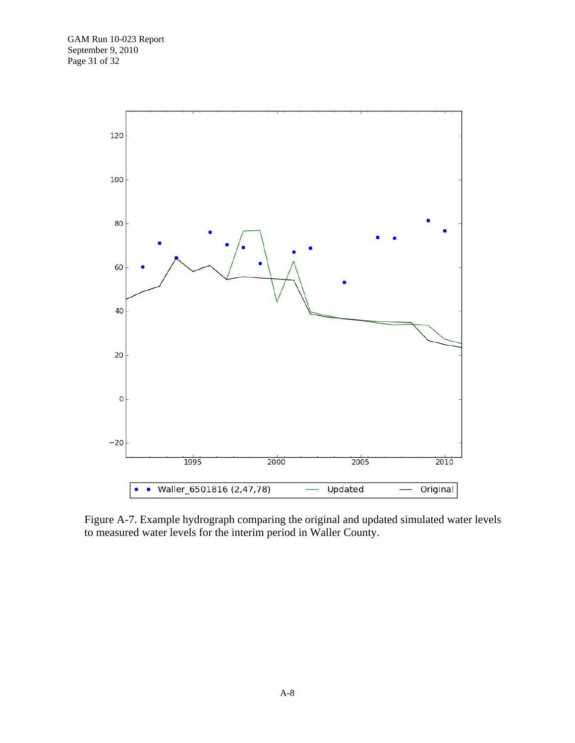Figure A-7. Example hydrograph comparing the original and updated simulated water levels to measured water levels for the interim period in Waller County.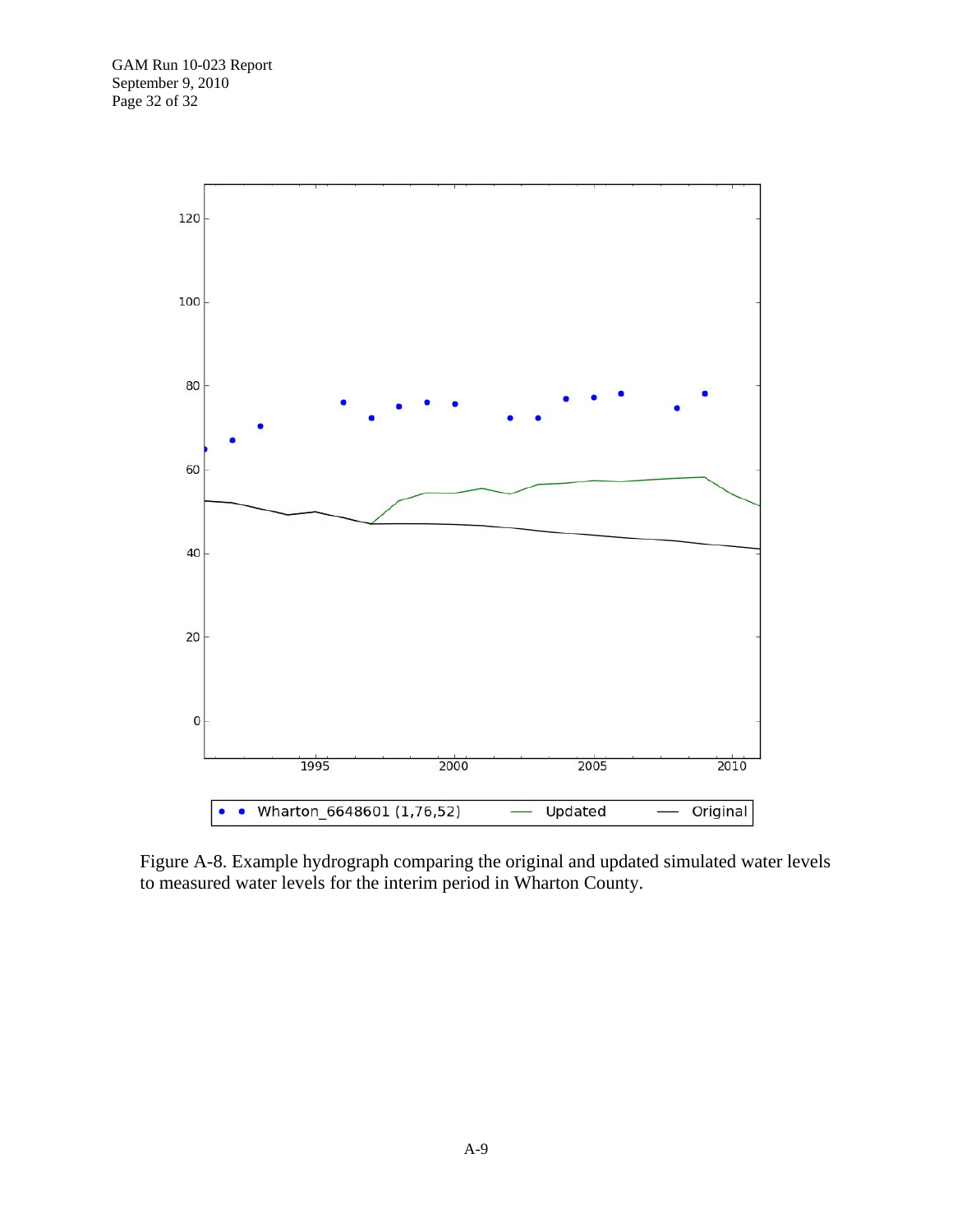120
100
80
60
40
20
0
1995
2000
2005
2010

Wharton_6648601 (1,76,52)
Updated
Original

Figure A-8. Example hydrograph comparing the original and updated simulated water levels to measured water levels for the interim period in Wharton County.